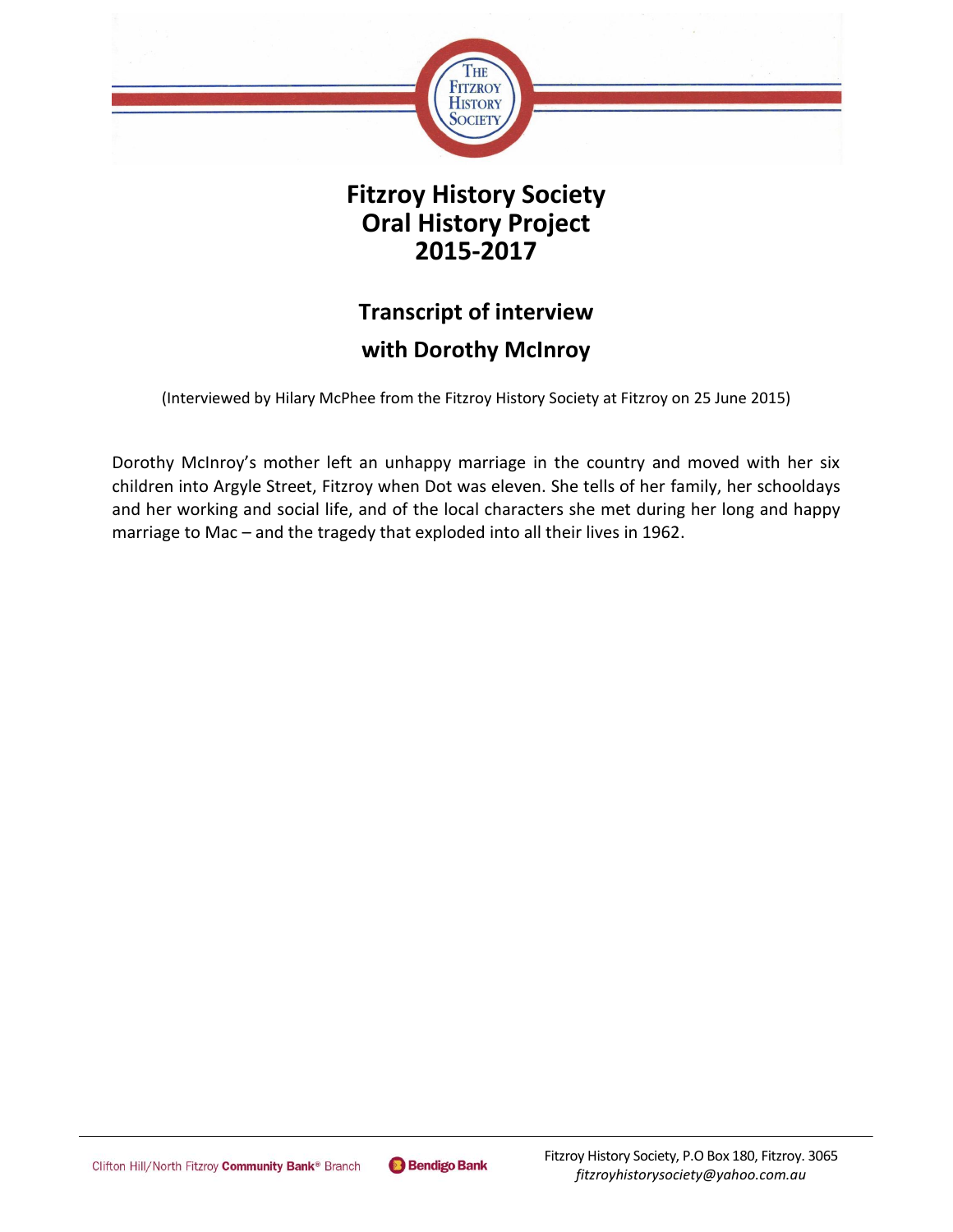# Fitzroy History Society
# Oral History Project
# 2015-2017

## Transcript of interview
## with Dorothy McInroy

(Interviewed by Hilary McPhee from the Fitzroy History Society at Fitzroy on 25 June 2015)

Dorothy McInroy's mother left an unhappy marriage in the country and moved with her six children into Argyle Street, Fitzroy when Dot was eleven. She tells of her family, her schooldays and her working and social life, and of the local characters she met during her long and happy marriage to Mac – and the tragedy that exploded into all their lives in 1962.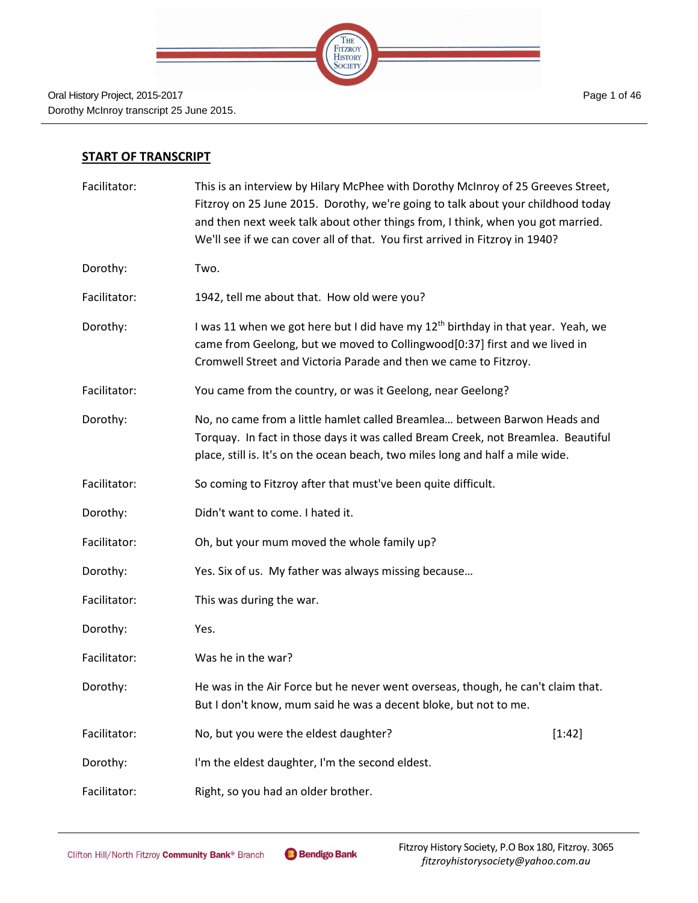## START OF TRANSCRIPT

| | |
|---|---|
| Facilitator: | This is an interview by Hilary McPhee with Dorothy McInroy of 25 Greeves Street, Fitzroy on 25 June 2015. Dorothy, we're going to talk about your childhood today and then next week talk about other things from, I think, when you got married. We'll see if we can cover all of that. You first arrived in Fitzroy in 1940? |
| Dorothy: | Two. |
| Facilitator: | 1942, tell me about that. How old were you? |
| Dorothy: | I was 11 when we got here but I did have my 12th birthday in that year. Yeah, we came from Geelong, but we moved to Collingwood[0:37] first and we lived in Cromwell Street and Victoria Parade and then we came to Fitzroy. |
| Facilitator: | You came from the country, or was it Geelong, near Geelong? |
| Dorothy: | No, no came from a little hamlet called Breamlea… between Barwon Heads and Torquay. In fact in those days it was called Bream Creek, not Breamlea. Beautiful place, still is. It's on the ocean beach, two miles long and half a mile wide. |
| Facilitator: | So coming to Fitzroy after that must've been quite difficult. |
| Dorothy: | Didn't want to come. I hated it. |
| Facilitator: | Oh, but your mum moved the whole family up? |
| Dorothy: | Yes. Six of us. My father was always missing because… |
| Facilitator: | This was during the war. |
| Dorothy: | Yes. |
| Facilitator: | Was he in the war? |
| Dorothy: | He was in the Air Force but he never went overseas, though, he can't claim that. But I don't know, mum said he was a decent bloke, but not to me. |
| Facilitator: | No, but you were the eldest daughter? [1:42] |
| Dorothy: | I'm the eldest daughter, I'm the second eldest. |
| Facilitator: | Right, so you had an older brother. |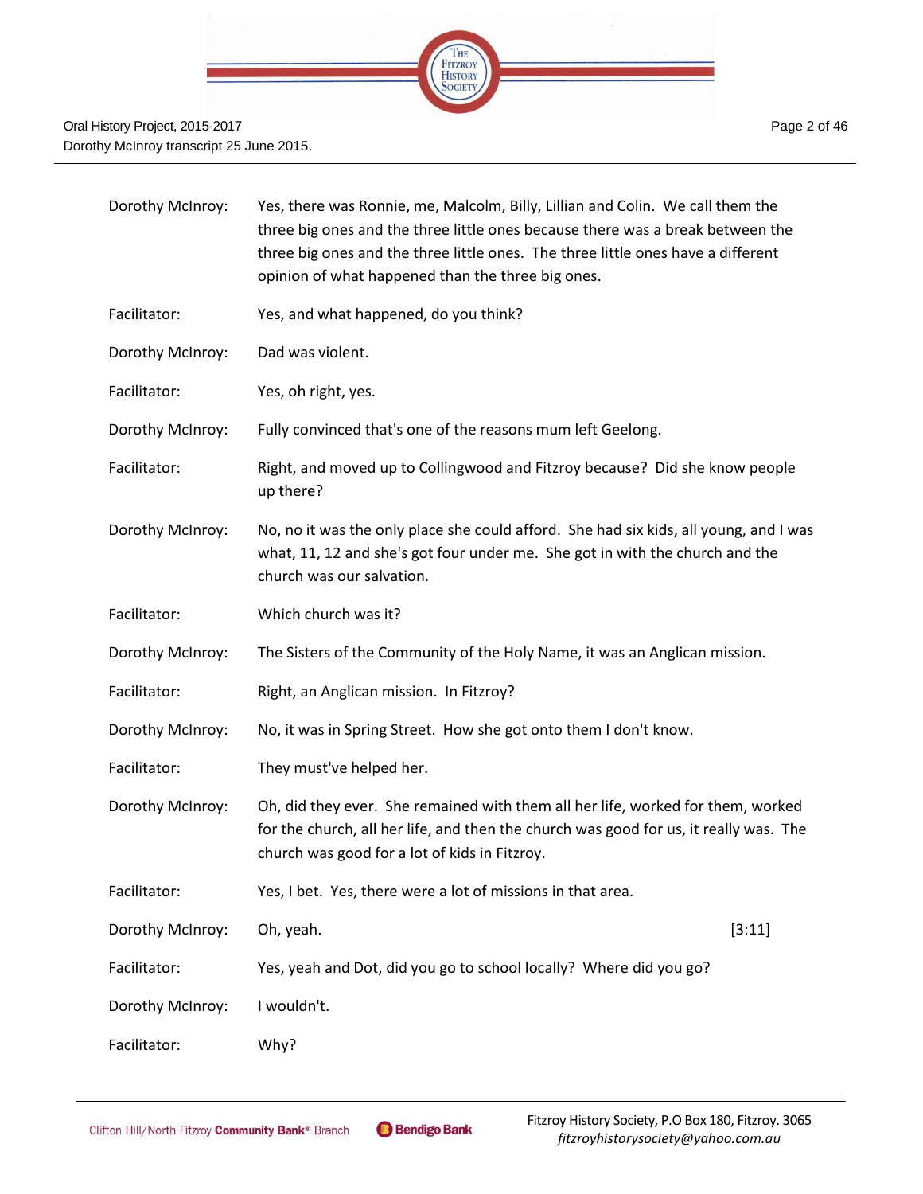**Dorothy McInroy:** Yes, there was Ronnie, me, Malcolm, Billy, Lillian and Colin. We call them the three big ones and the three little ones because there was a break between the three big ones and the three little ones. The three little ones have a different opinion of what happened than the three big ones.

**Facilitator:** Yes, and what happened, do you think?

**Dorothy McInroy:** Dad was violent.

**Facilitator:** Yes, oh right, yes.

**Dorothy McInroy:** Fully convinced that's one of the reasons mum left Geelong.

**Facilitator:** Right, and moved up to Collingwood and Fitzroy because? Did she know people up there?

**Dorothy McInroy:** No, no it was the only place she could afford. She had six kids, all young, and I was what, 11, 12 and she's got four under me. She got in with the church and the church was our salvation.

**Facilitator:** Which church was it?

**Dorothy McInroy:** The Sisters of the Community of the Holy Name, it was an Anglican mission.

**Facilitator:** Right, an Anglican mission. In Fitzroy?

**Dorothy McInroy:** No, it was in Spring Street. How she got onto them I don't know.

**Facilitator:** They must've helped her.

**Dorothy McInroy:** Oh, did they ever. She remained with them all her life, worked for them, worked for the church, all her life, and then the church was good for us, it really was. The church was good for a lot of kids in Fitzroy.

**Facilitator:** Yes, I bet. Yes, there were a lot of missions in that area.

**Dorothy McInroy:** Oh, yeah. [3:11]

**Facilitator:** Yes, yeah and Dot, did you go to school locally? Where did you go?

**Dorothy McInroy:** I wouldn't.

**Facilitator:** Why?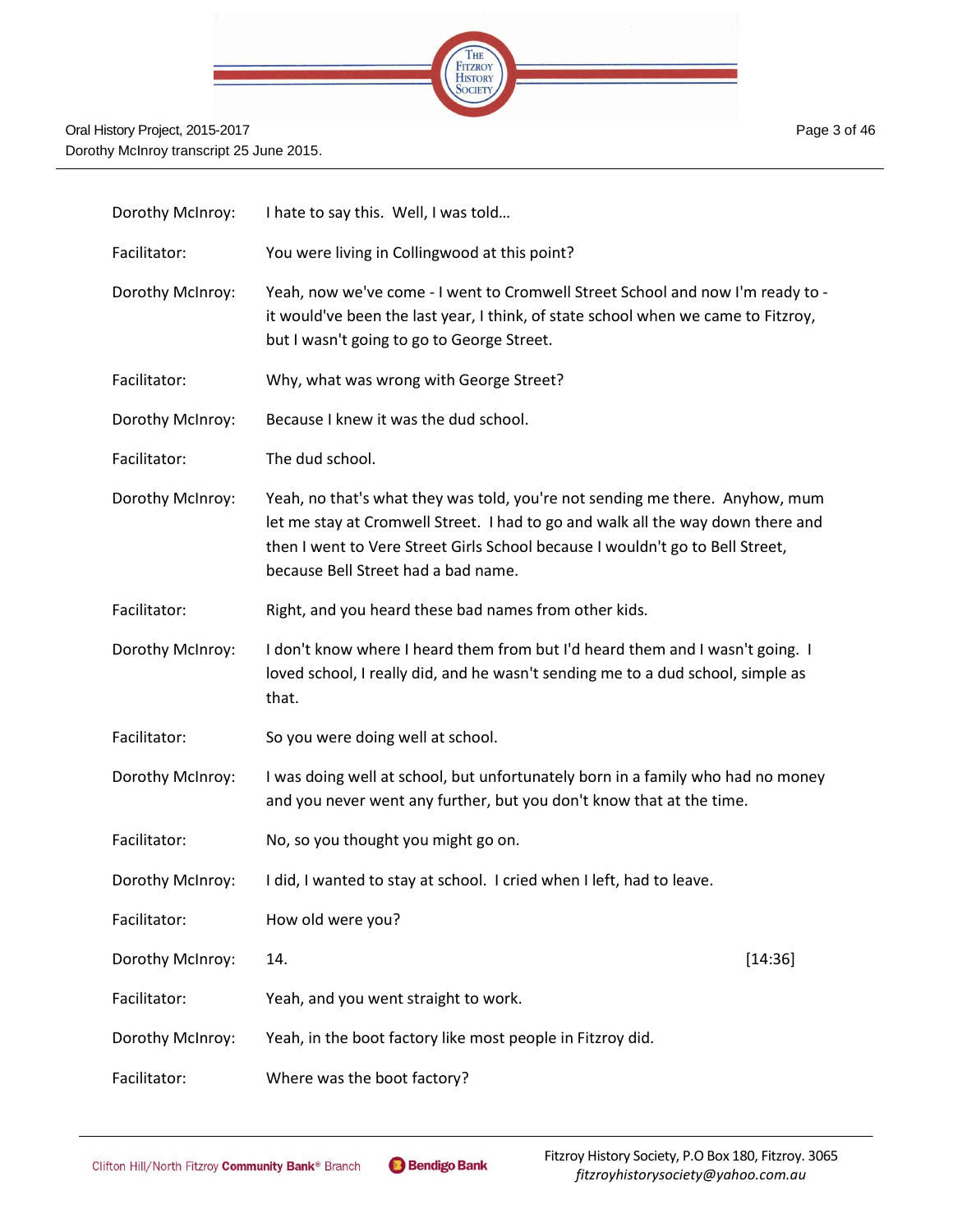| | |
|---|---|
| Dorothy McInroy: | I hate to say this. Well, I was told… |
| Facilitator: | You were living in Collingwood at this point? |
| Dorothy McInroy: | Yeah, now we've come - I went to Cromwell Street School and now I'm ready to - it would've been the last year, I think, of state school when we came to Fitzroy, but I wasn't going to go to George Street. |
| Facilitator: | Why, what was wrong with George Street? |
| Dorothy McInroy: | Because I knew it was the dud school. |
| Facilitator: | The dud school. |
| Dorothy McInroy: | Yeah, no that's what they was told, you're not sending me there. Anyhow, mum let me stay at Cromwell Street. I had to go and walk all the way down there and then I went to Vere Street Girls School because I wouldn't go to Bell Street, because Bell Street had a bad name. |
| Facilitator: | Right, and you heard these bad names from other kids. |
| Dorothy McInroy: | I don't know where I heard them from but I'd heard them and I wasn't going. I loved school, I really did, and he wasn't sending me to a dud school, simple as that. |
| Facilitator: | So you were doing well at school. |
| Dorothy McInroy: | I was doing well at school, but unfortunately born in a family who had no money and you never went any further, but you don't know that at the time. |
| Facilitator: | No, so you thought you might go on. |
| Dorothy McInroy: | I did, I wanted to stay at school. I cried when I left, had to leave. |
| Facilitator: | How old were you? |
| Dorothy McInroy: | 14. [14:36] |
| Facilitator: | Yeah, and you went straight to work. |
| Dorothy McInroy: | Yeah, in the boot factory like most people in Fitzroy did. |
| Facilitator: | Where was the boot factory? |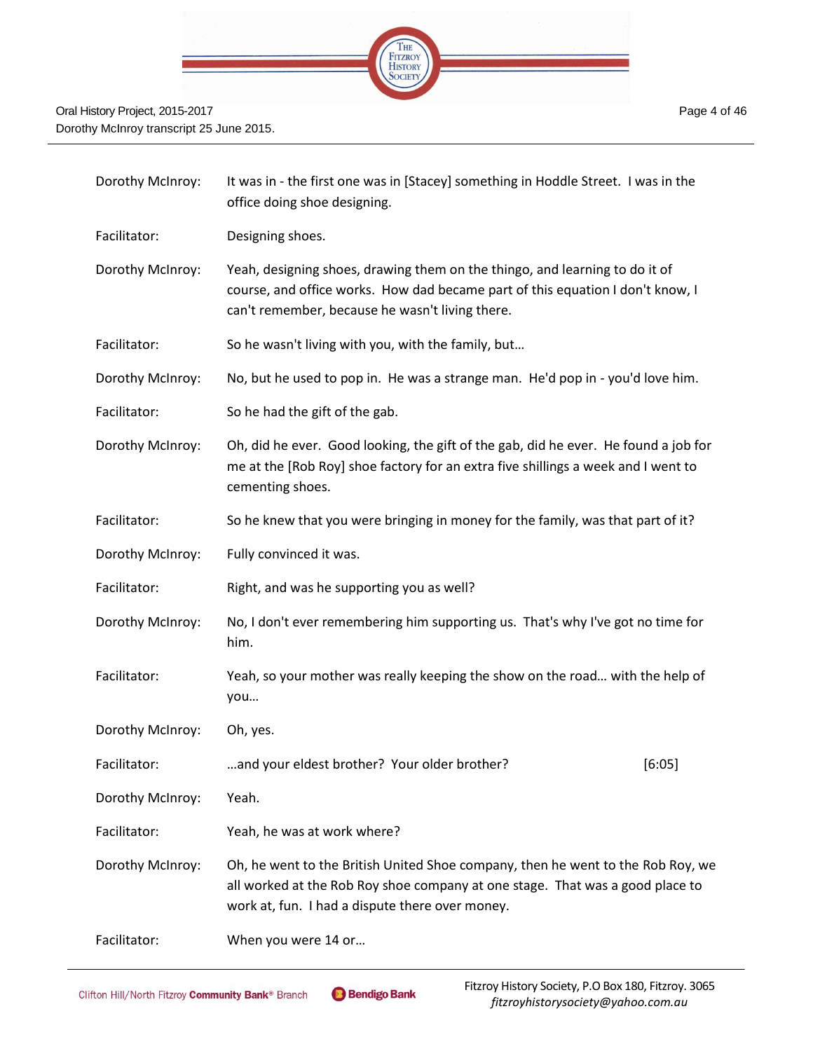Dorothy McInroy: It was in - the first one was in [Stacey] something in Hoddle Street. I was in the office doing shoe designing.

Facilitator: Designing shoes.

Dorothy McInroy: Yeah, designing shoes, drawing them on the thingo, and learning to do it of course, and office works. How dad became part of this equation I don't know, I can't remember, because he wasn't living there.

Facilitator: So he wasn't living with you, with the family, but…

Dorothy McInroy: No, but he used to pop in. He was a strange man. He'd pop in - you'd love him.

Facilitator: So he had the gift of the gab.

Dorothy McInroy: Oh, did he ever. Good looking, the gift of the gab, did he ever. He found a job for me at the [Rob Roy] shoe factory for an extra five shillings a week and I went to cementing shoes.

Facilitator: So he knew that you were bringing in money for the family, was that part of it?

Dorothy McInroy: Fully convinced it was.

Facilitator: Right, and was he supporting you as well?

Dorothy McInroy: No, I don't ever remembering him supporting us. That's why I've got no time for him.

Facilitator: Yeah, so your mother was really keeping the show on the road… with the help of you…

Dorothy McInroy: Oh, yes.

Facilitator: …and your eldest brother? Your older brother? [6:05]

Dorothy McInroy: Yeah.

Facilitator: Yeah, he was at work where?

Dorothy McInroy: Oh, he went to the British United Shoe company, then he went to the Rob Roy, we all worked at the Rob Roy shoe company at one stage. That was a good place to work at, fun. I had a dispute there over money.

Facilitator: When you were 14 or…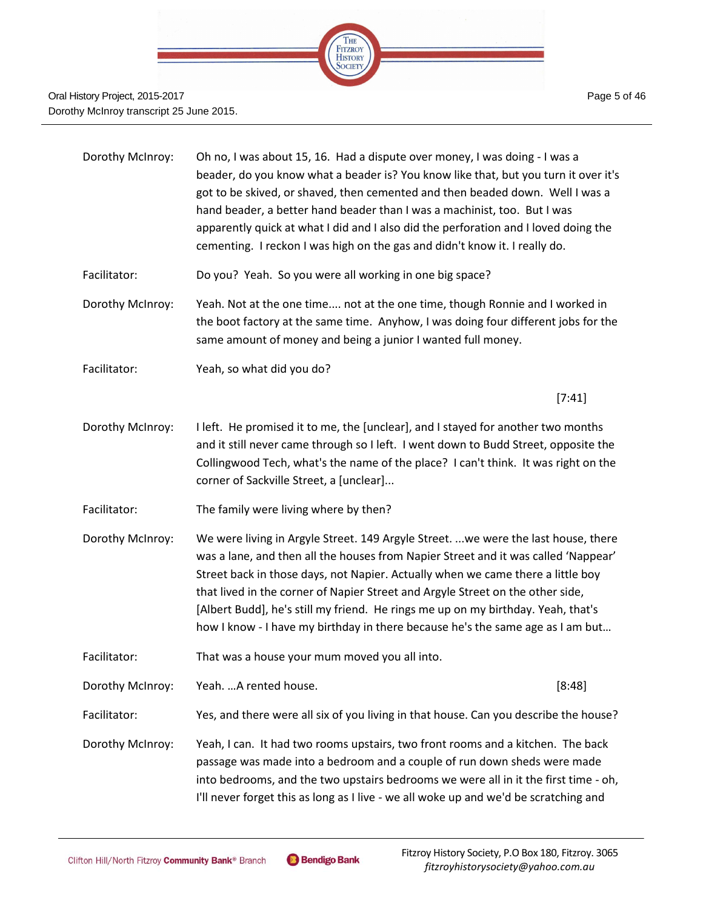**Dorothy McInroy:** Oh no, I was about 15, 16. Had a dispute over money, I was doing - I was a beader, do you know what a beader is? You know like that, but you turn it over it's got to be skived, or shaved, then cemented and then beaded down. Well I was a hand beader, a better hand beader than I was a machinist, too. But I was apparently quick at what I did and I also did the perforation and I loved doing the cementing. I reckon I was high on the gas and didn't know it. I really do.

**Facilitator:** Do you? Yeah. So you were all working in one big space?

**Dorothy McInroy:** Yeah. Not at the one time.... not at the one time, though Ronnie and I worked in the boot factory at the same time. Anyhow, I was doing four different jobs for the same amount of money and being a junior I wanted full money.

**Facilitator:** Yeah, so what did you do?

[7:41]

**Dorothy McInroy:** I left. He promised it to me, the [unclear], and I stayed for another two months and it still never came through so I left. I went down to Budd Street, opposite the Collingwood Tech, what's the name of the place? I can't think. It was right on the corner of Sackville Street, a [unclear]...

**Facilitator:** The family were living where by then?

**Dorothy McInroy:** We were living in Argyle Street. 149 Argyle Street. ...we were the last house, there was a lane, and then all the houses from Napier Street and it was called 'Nappear' Street back in those days, not Napier. Actually when we came there a little boy that lived in the corner of Napier Street and Argyle Street on the other side, [Albert Budd], he's still my friend. He rings me up on my birthday. Yeah, that's how I know - I have my birthday in there because he's the same age as I am but...

**Facilitator:** That was a house your mum moved you all into.

**Dorothy McInroy:** Yeah. ...A rented house. [8:48]

**Facilitator:** Yes, and there were all six of you living in that house. Can you describe the house?

**Dorothy McInroy:** Yeah, I can. It had two rooms upstairs, two front rooms and a kitchen. The back passage was made into a bedroom and a couple of run down sheds were made into bedrooms, and the two upstairs bedrooms we were all in it the first time - oh, I'll never forget this as long as I live - we all woke up and we'd be scratching and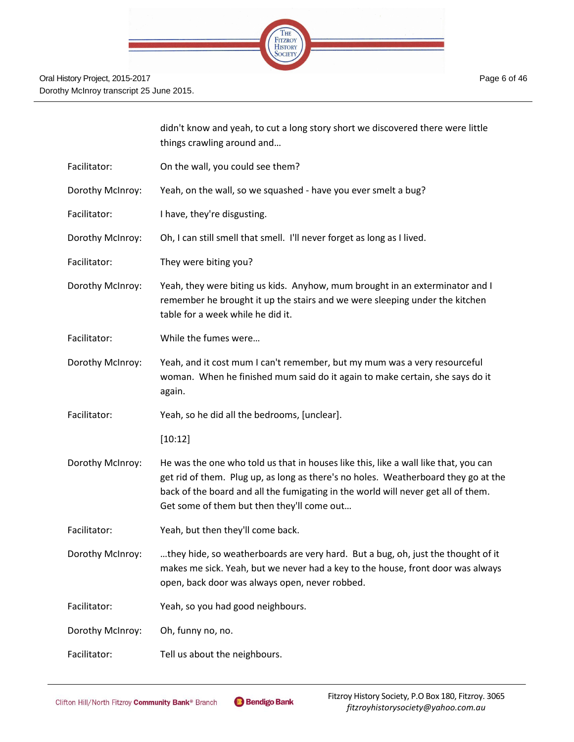didn't know and yeah, to cut a long story short we discovered there were little things crawling around and…

Facilitator: On the wall, you could see them?

Dorothy McInroy: Yeah, on the wall, so we squashed - have you ever smelt a bug?

Facilitator: I have, they're disgusting.

Dorothy McInroy: Oh, I can still smell that smell. I'll never forget as long as I lived.

Facilitator: They were biting you?

Dorothy McInroy: Yeah, they were biting us kids. Anyhow, mum brought in an exterminator and I remember he brought it up the stairs and we were sleeping under the kitchen table for a week while he did it.

Facilitator: While the fumes were…

Dorothy McInroy: Yeah, and it cost mum I can't remember, but my mum was a very resourceful woman. When he finished mum said do it again to make certain, she says do it again.

Facilitator: Yeah, so he did all the bedrooms, [unclear].

[10:12]

Dorothy McInroy: He was the one who told us that in houses like this, like a wall like that, you can get rid of them. Plug up, as long as there's no holes. Weatherboard they go at the back of the board and all the fumigating in the world will never get all of them. Get some of them but then they'll come out…

Facilitator: Yeah, but then they'll come back.

Dorothy McInroy: …they hide, so weatherboards are very hard. But a bug, oh, just the thought of it makes me sick. Yeah, but we never had a key to the house, front door was always open, back door was always open, never robbed.

Facilitator: Yeah, so you had good neighbours.

Dorothy McInroy: Oh, funny no, no.

Facilitator: Tell us about the neighbours.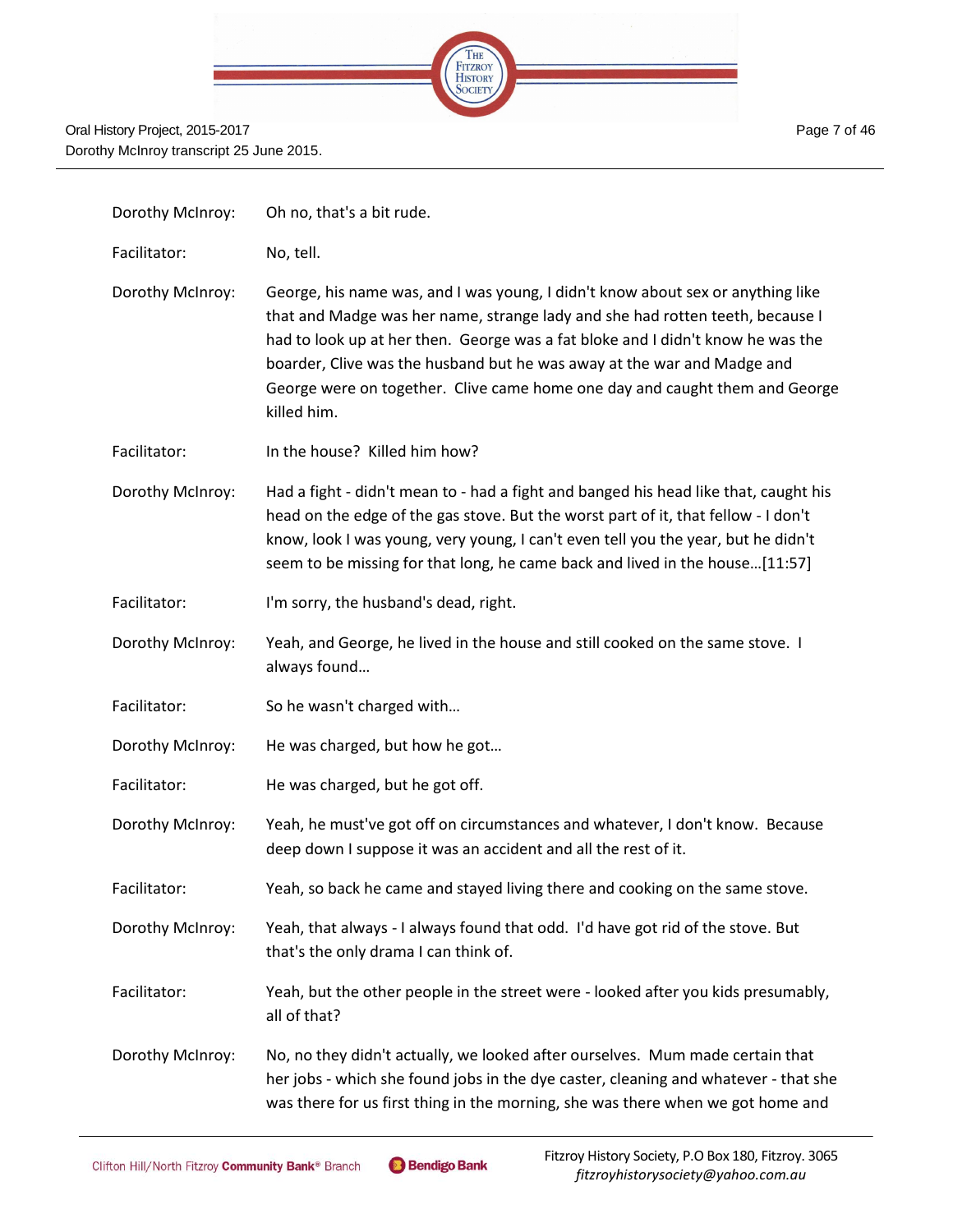| | |
|---|---|
| Dorothy McInroy: | Oh no, that's a bit rude. |
| Facilitator: | No, tell. |
| Dorothy McInroy: | George, his name was, and I was young, I didn't know about sex or anything like that and Madge was her name, strange lady and she had rotten teeth, because I had to look up at her then. George was a fat bloke and I didn't know he was the boarder, Clive was the husband but he was away at the war and Madge and George were on together. Clive came home one day and caught them and George killed him. |
| Facilitator: | In the house? Killed him how? |
| Dorothy McInroy: | Had a fight - didn't mean to - had a fight and banged his head like that, caught his head on the edge of the gas stove. But the worst part of it, that fellow - I don't know, look I was young, very young, I can't even tell you the year, but he didn't seem to be missing for that long, he came back and lived in the house…[11:57] |
| Facilitator: | I'm sorry, the husband's dead, right. |
| Dorothy McInroy: | Yeah, and George, he lived in the house and still cooked on the same stove. I always found… |
| Facilitator: | So he wasn't charged with… |
| Dorothy McInroy: | He was charged, but how he got… |
| Facilitator: | He was charged, but he got off. |
| Dorothy McInroy: | Yeah, he must've got off on circumstances and whatever, I don't know. Because deep down I suppose it was an accident and all the rest of it. |
| Facilitator: | Yeah, so back he came and stayed living there and cooking on the same stove. |
| Dorothy McInroy: | Yeah, that always - I always found that odd. I'd have got rid of the stove. But that's the only drama I can think of. |
| Facilitator: | Yeah, but the other people in the street were - looked after you kids presumably, all of that? |
| Dorothy McInroy: | No, no they didn't actually, we looked after ourselves. Mum made certain that her jobs - which she found jobs in the dye caster, cleaning and whatever - that she was there for us first thing in the morning, she was there when we got home and |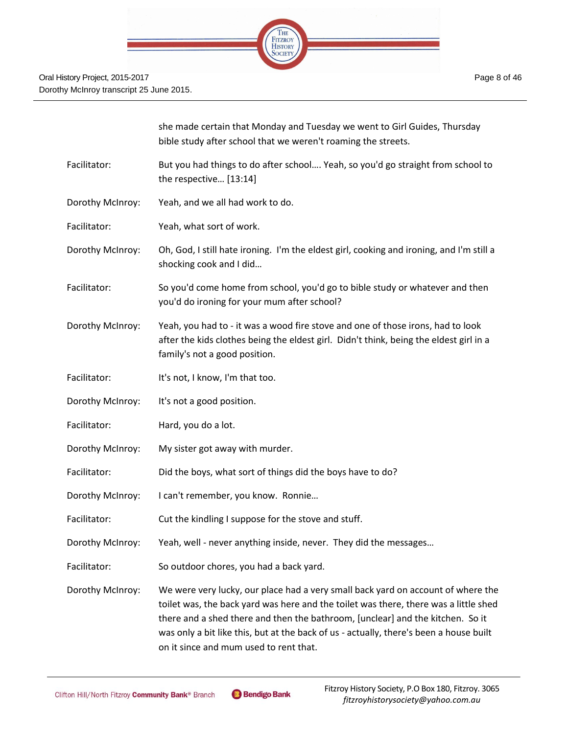she made certain that Monday and Tuesday we went to Girl Guides, Thursday bible study after school that we weren't roaming the streets.

Facilitator: But you had things to do after school…. Yeah, so you'd go straight from school to the respective… [13:14]

Dorothy McInroy: Yeah, and we all had work to do.

Facilitator: Yeah, what sort of work.

Dorothy McInroy: Oh, God, I still hate ironing. I'm the eldest girl, cooking and ironing, and I'm still a shocking cook and I did…

Facilitator: So you'd come home from school, you'd go to bible study or whatever and then you'd do ironing for your mum after school?

Dorothy McInroy: Yeah, you had to - it was a wood fire stove and one of those irons, had to look after the kids clothes being the eldest girl. Didn't think, being the eldest girl in a family's not a good position.

Facilitator: It's not, I know, I'm that too.

Dorothy McInroy: It's not a good position.

Facilitator: Hard, you do a lot.

Dorothy McInroy: My sister got away with murder.

Facilitator: Did the boys, what sort of things did the boys have to do?

Dorothy McInroy: I can't remember, you know. Ronnie…

Facilitator: Cut the kindling I suppose for the stove and stuff.

Dorothy McInroy: Yeah, well - never anything inside, never. They did the messages…

Facilitator: So outdoor chores, you had a back yard.

Dorothy McInroy: We were very lucky, our place had a very small back yard on account of where the toilet was, the back yard was here and the toilet was there, there was a little shed there and a shed there and then the bathroom, [unclear] and the kitchen. So it was only a bit like this, but at the back of us - actually, there's been a house built on it since and mum used to rent that.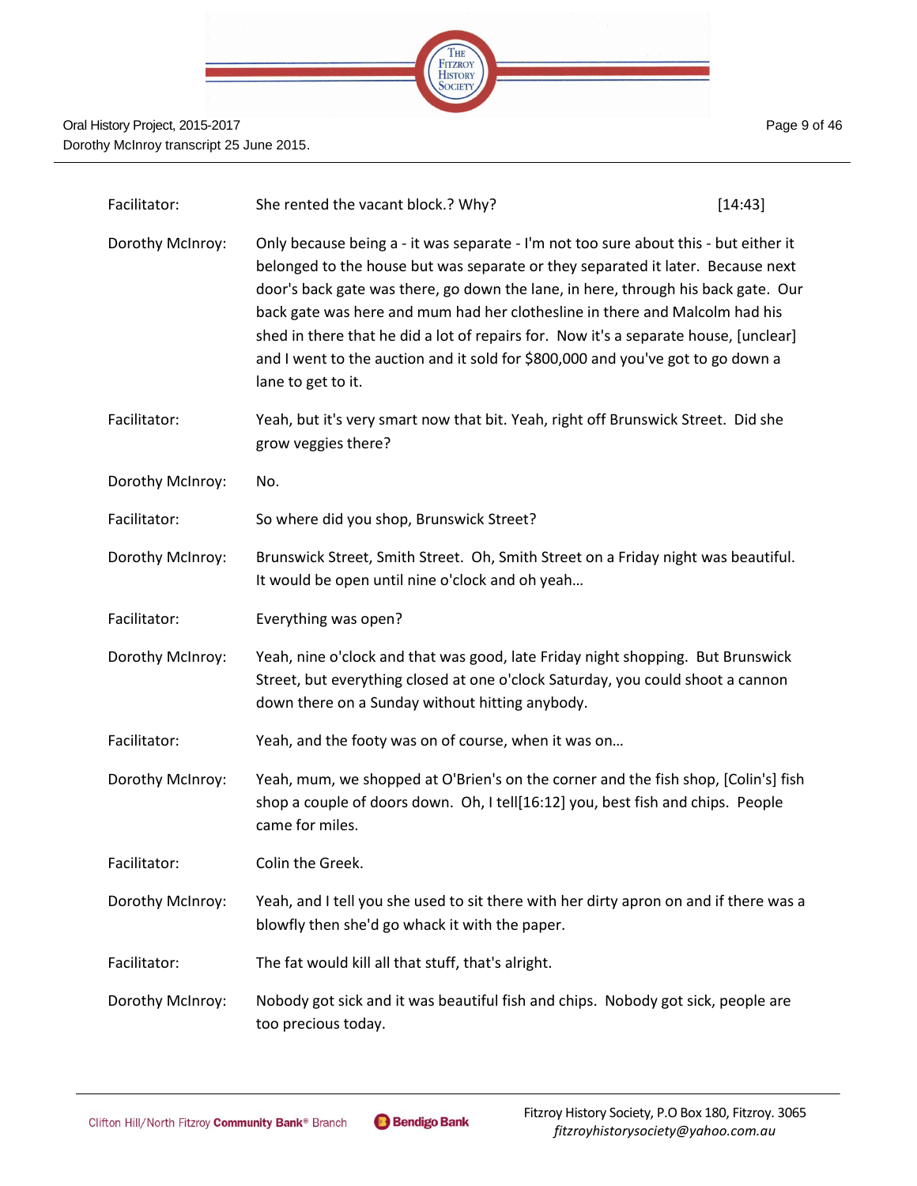Facilitator: She rented the vacant block.? Why? [14:43]

Dorothy McInroy: Only because being a - it was separate - I'm not too sure about this - but either it belonged to the house but was separate or they separated it later. Because next door's back gate was there, go down the lane, in here, through his back gate. Our back gate was here and mum had her clothesline in there and Malcolm had his shed in there that he did a lot of repairs for. Now it's a separate house, [unclear] and I went to the auction and it sold for $800,000 and you've got to go down a lane to get to it.

Facilitator: Yeah, but it's very smart now that bit. Yeah, right off Brunswick Street. Did she grow veggies there?

Dorothy McInroy: No.

Facilitator: So where did you shop, Brunswick Street?

Dorothy McInroy: Brunswick Street, Smith Street. Oh, Smith Street on a Friday night was beautiful. It would be open until nine o'clock and oh yeah…

Facilitator: Everything was open?

Dorothy McInroy: Yeah, nine o'clock and that was good, late Friday night shopping. But Brunswick Street, but everything closed at one o'clock Saturday, you could shoot a cannon down there on a Sunday without hitting anybody.

Facilitator: Yeah, and the footy was on of course, when it was on…

Dorothy McInroy: Yeah, mum, we shopped at O'Brien's on the corner and the fish shop, [Colin's] fish shop a couple of doors down. Oh, I tell[16:12] you, best fish and chips. People came for miles.

Facilitator: Colin the Greek.

Dorothy McInroy: Yeah, and I tell you she used to sit there with her dirty apron on and if there was a blowfly then she'd go whack it with the paper.

Facilitator: The fat would kill all that stuff, that's alright.

Dorothy McInroy: Nobody got sick and it was beautiful fish and chips. Nobody got sick, people are too precious today.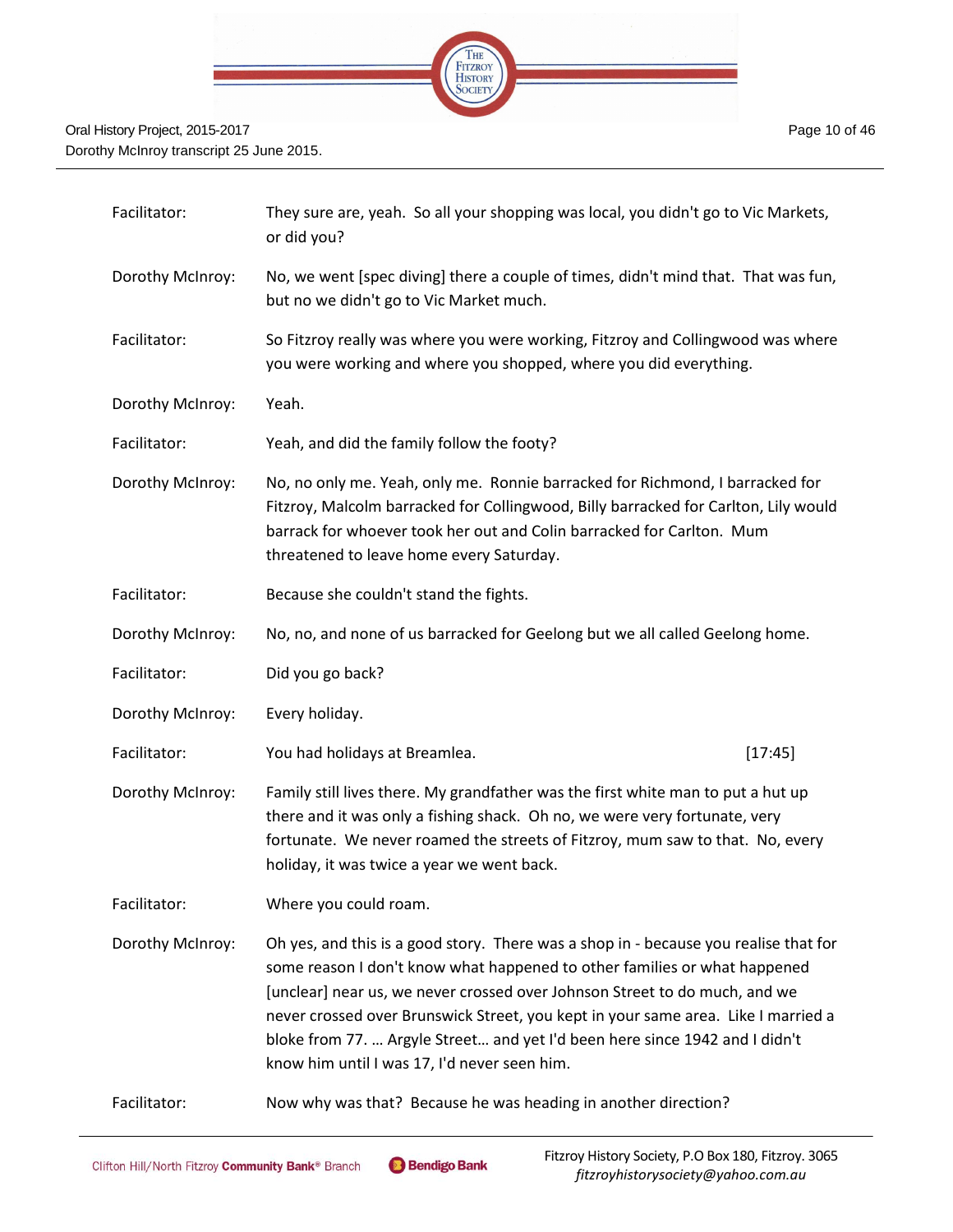| | |
|---|---|
| Facilitator: | They sure are, yeah. So all your shopping was local, you didn't go to Vic Markets, or did you? |
| Dorothy McInroy: | No, we went [spec diving] there a couple of times, didn't mind that. That was fun, but no we didn't go to Vic Market much. |
| Facilitator: | So Fitzroy really was where you were working, Fitzroy and Collingwood was where you were working and where you shopped, where you did everything. |
| Dorothy McInroy: | Yeah. |
| Facilitator: | Yeah, and did the family follow the footy? |
| Dorothy McInroy: | No, no only me. Yeah, only me. Ronnie barracked for Richmond, I barracked for Fitzroy, Malcolm barracked for Collingwood, Billy barracked for Carlton, Lily would barrack for whoever took her out and Colin barracked for Carlton. Mum threatened to leave home every Saturday. |
| Facilitator: | Because she couldn't stand the fights. |
| Dorothy McInroy: | No, no, and none of us barracked for Geelong but we all called Geelong home. |
| Facilitator: | Did you go back? |
| Dorothy McInroy: | Every holiday. |
| Facilitator: | You had holidays at Breamlea. [17:45] |
| Dorothy McInroy: | Family still lives there. My grandfather was the first white man to put a hut up there and it was only a fishing shack. Oh no, we were very fortunate, very fortunate. We never roamed the streets of Fitzroy, mum saw to that. No, every holiday, it was twice a year we went back. |
| Facilitator: | Where you could roam. |
| Dorothy McInroy: | Oh yes, and this is a good story. There was a shop in - because you realise that for some reason I don't know what happened to other families or what happened [unclear] near us, we never crossed over Johnson Street to do much, and we never crossed over Brunswick Street, you kept in your same area. Like I married a bloke from 77. … Argyle Street… and yet I'd been here since 1942 and I didn't know him until I was 17, I'd never seen him. |
| Facilitator: | Now why was that? Because he was heading in another direction? |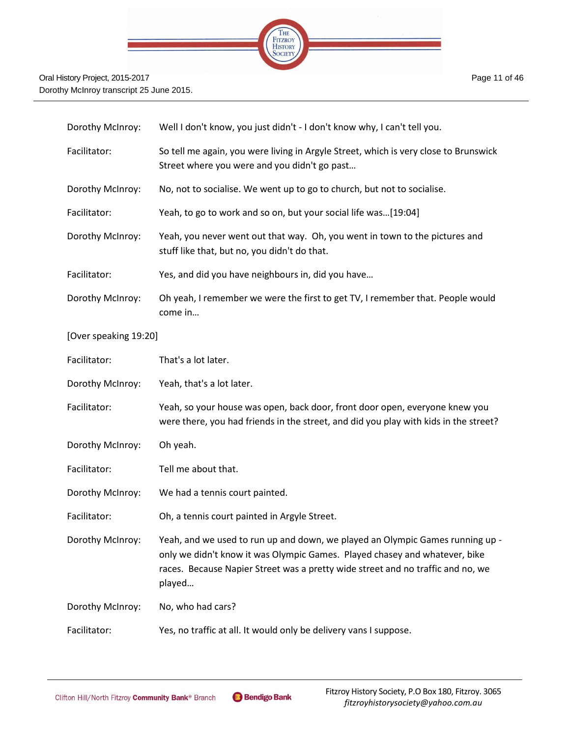Dorothy McInroy: Well I don't know, you just didn't - I don't know why, I can't tell you.

Facilitator: So tell me again, you were living in Argyle Street, which is very close to Brunswick Street where you were and you didn't go past…

Dorothy McInroy: No, not to socialise. We went up to go to church, but not to socialise.

Facilitator: Yeah, to go to work and so on, but your social life was…[19:04]

Dorothy McInroy: Yeah, you never went out that way. Oh, you went in town to the pictures and stuff like that, but no, you didn't do that.

Facilitator: Yes, and did you have neighbours in, did you have…

Dorothy McInroy: Oh yeah, I remember we were the first to get TV, I remember that. People would come in…

[Over speaking 19:20]

Facilitator: That's a lot later.

Dorothy McInroy: Yeah, that's a lot later.

Facilitator: Yeah, so your house was open, back door, front door open, everyone knew you were there, you had friends in the street, and did you play with kids in the street?

Dorothy McInroy: Oh yeah.

Facilitator: Tell me about that.

Dorothy McInroy: We had a tennis court painted.

Facilitator: Oh, a tennis court painted in Argyle Street.

Dorothy McInroy: Yeah, and we used to run up and down, we played an Olympic Games running up - only we didn't know it was Olympic Games. Played chasey and whatever, bike races. Because Napier Street was a pretty wide street and no traffic and no, we played…

Dorothy McInroy: No, who had cars?

Facilitator: Yes, no traffic at all. It would only be delivery vans I suppose.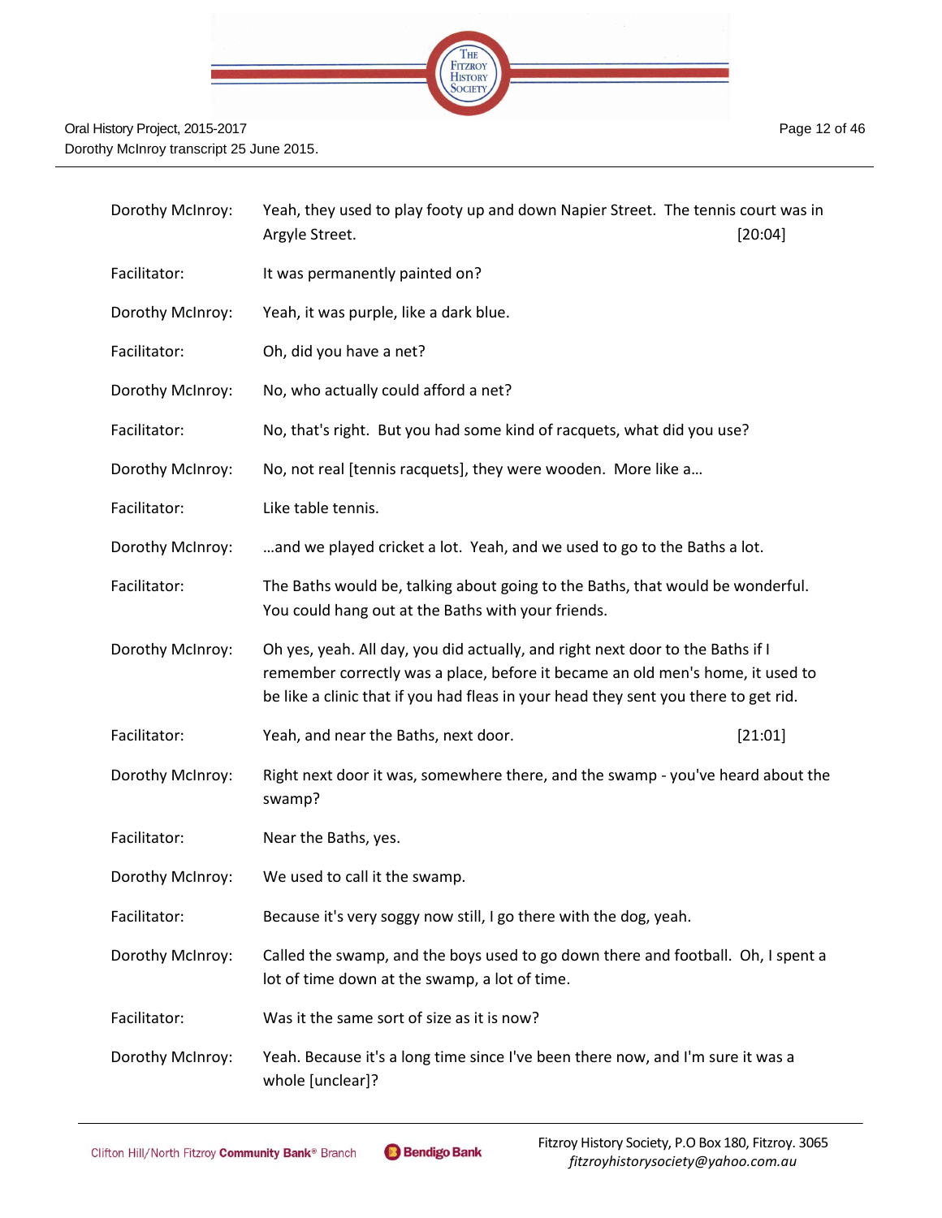Dorothy McInroy: Yeah, they used to play footy up and down Napier Street. The tennis court was in Argyle Street. [20:04]

Facilitator: It was permanently painted on?

Dorothy McInroy: Yeah, it was purple, like a dark blue.

Facilitator: Oh, did you have a net?

Dorothy McInroy: No, who actually could afford a net?

Facilitator: No, that's right. But you had some kind of racquets, what did you use?

Dorothy McInroy: No, not real [tennis racquets], they were wooden. More like a…

Facilitator: Like table tennis.

Dorothy McInroy: …and we played cricket a lot. Yeah, and we used to go to the Baths a lot.

Facilitator: The Baths would be, talking about going to the Baths, that would be wonderful. You could hang out at the Baths with your friends.

Dorothy McInroy: Oh yes, yeah. All day, you did actually, and right next door to the Baths if I remember correctly was a place, before it became an old men's home, it used to be like a clinic that if you had fleas in your head they sent you there to get rid.

Facilitator: Yeah, and near the Baths, next door. [21:01]

Dorothy McInroy: Right next door it was, somewhere there, and the swamp - you've heard about the swamp?

Facilitator: Near the Baths, yes.

Dorothy McInroy: We used to call it the swamp.

Facilitator: Because it's very soggy now still, I go there with the dog, yeah.

Dorothy McInroy: Called the swamp, and the boys used to go down there and football. Oh, I spent a lot of time down at the swamp, a lot of time.

Facilitator: Was it the same sort of size as it is now?

Dorothy McInroy: Yeah. Because it's a long time since I've been there now, and I'm sure it was a whole [unclear]?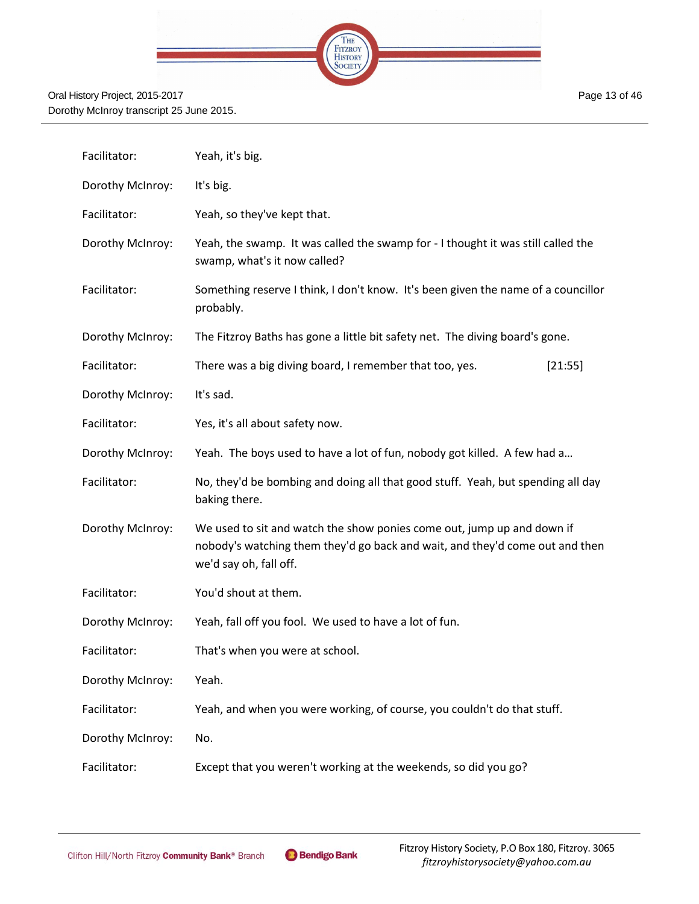Facilitator: Yeah, it's big.

Dorothy McInroy: It's big.

Facilitator: Yeah, so they've kept that.

Dorothy McInroy: Yeah, the swamp. It was called the swamp for - I thought it was still called the swamp, what's it now called?

Facilitator: Something reserve I think, I don't know. It's been given the name of a councillor probably.

Dorothy McInroy: The Fitzroy Baths has gone a little bit safety net. The diving board's gone.

Facilitator: There was a big diving board, I remember that too, yes. [21:55]

Dorothy McInroy: It's sad.

Facilitator: Yes, it's all about safety now.

Dorothy McInroy: Yeah. The boys used to have a lot of fun, nobody got killed. A few had a…

Facilitator: No, they'd be bombing and doing all that good stuff. Yeah, but spending all day baking there.

Dorothy McInroy: We used to sit and watch the show ponies come out, jump up and down if nobody's watching them they'd go back and wait, and they'd come out and then we'd say oh, fall off.

Facilitator: You'd shout at them.

Dorothy McInroy: Yeah, fall off you fool. We used to have a lot of fun.

Facilitator: That's when you were at school.

Dorothy McInroy: Yeah.

Facilitator: Yeah, and when you were working, of course, you couldn't do that stuff.

Dorothy McInroy: No.

Facilitator: Except that you weren't working at the weekends, so did you go?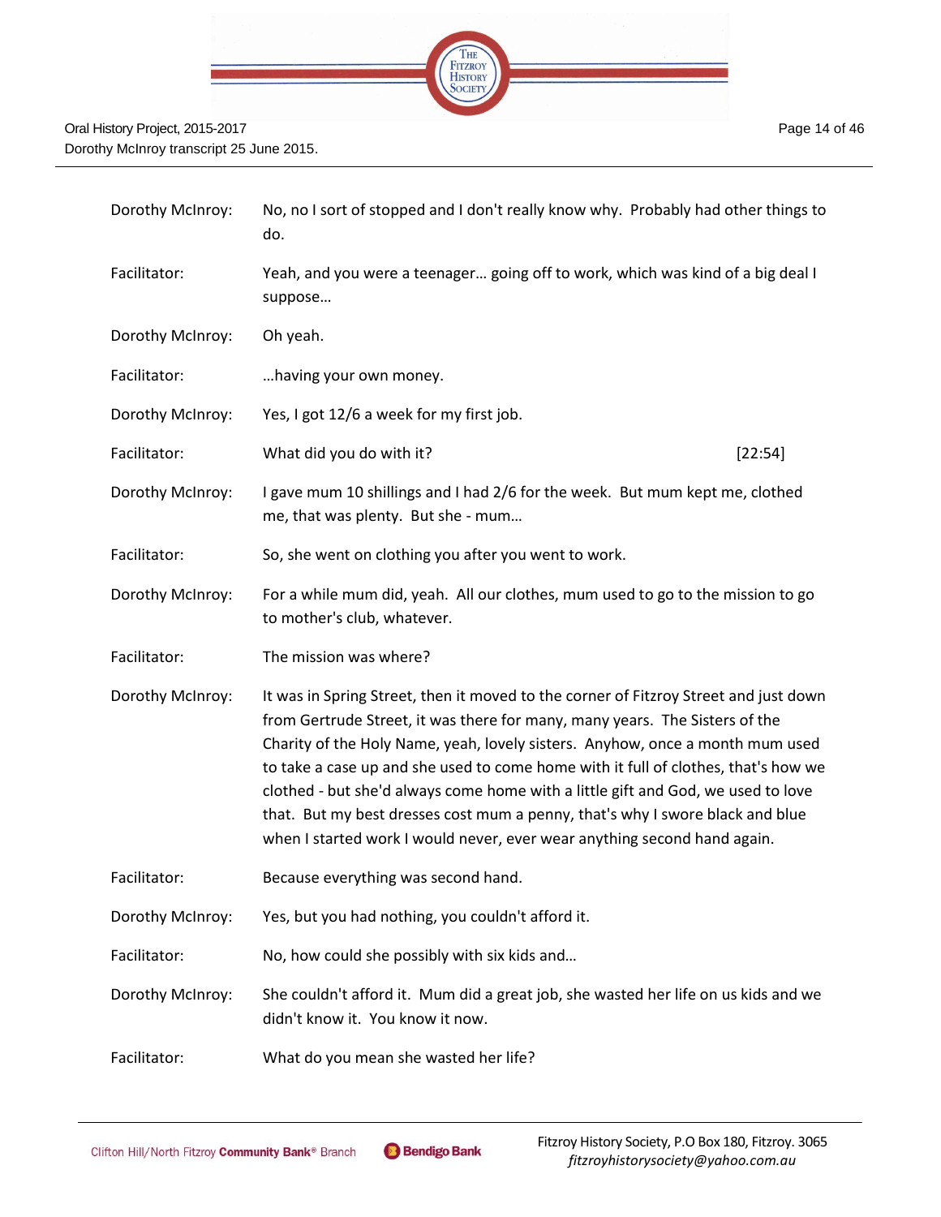| | |
|---|---|
| Dorothy McInroy: | No, no I sort of stopped and I don't really know why. Probably had other things to do. |
| Facilitator: | Yeah, and you were a teenager… going off to work, which was kind of a big deal I suppose… |
| Dorothy McInroy: | Oh yeah. |
| Facilitator: | …having your own money. |
| Dorothy McInroy: | Yes, I got 12/6 a week for my first job. |
| Facilitator: | What did you do with it? [22:54] |
| Dorothy McInroy: | I gave mum 10 shillings and I had 2/6 for the week. But mum kept me, clothed me, that was plenty. But she - mum… |
| Facilitator: | So, she went on clothing you after you went to work. |
| Dorothy McInroy: | For a while mum did, yeah. All our clothes, mum used to go to the mission to go to mother's club, whatever. |
| Facilitator: | The mission was where? |
| Dorothy McInroy: | It was in Spring Street, then it moved to the corner of Fitzroy Street and just down from Gertrude Street, it was there for many, many years. The Sisters of the Charity of the Holy Name, yeah, lovely sisters. Anyhow, once a month mum used to take a case up and she used to come home with it full of clothes, that's how we clothed - but she'd always come home with a little gift and God, we used to love that. But my best dresses cost mum a penny, that's why I swore black and blue when I started work I would never, ever wear anything second hand again. |
| Facilitator: | Because everything was second hand. |
| Dorothy McInroy: | Yes, but you had nothing, you couldn't afford it. |
| Facilitator: | No, how could she possibly with six kids and… |
| Dorothy McInroy: | She couldn't afford it. Mum did a great job, she wasted her life on us kids and we didn't know it. You know it now. |
| Facilitator: | What do you mean she wasted her life? |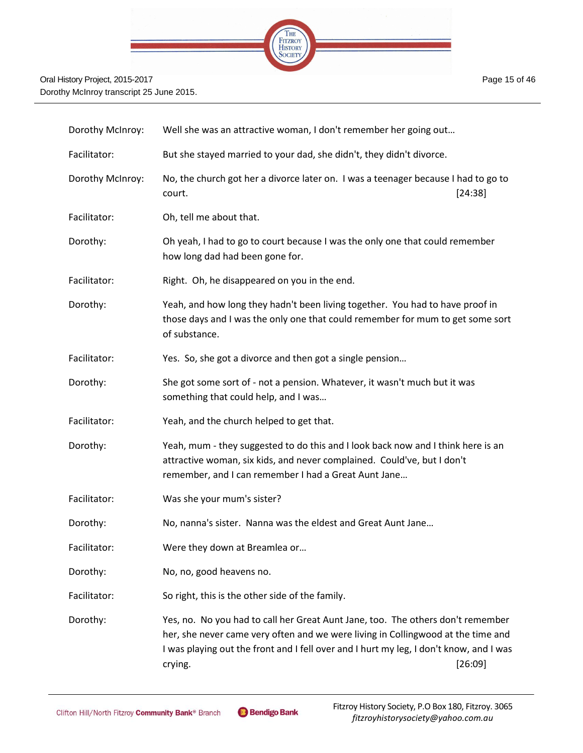Dorothy McInroy: Well she was an attractive woman, I don't remember her going out…

Facilitator: But she stayed married to your dad, she didn't, they didn't divorce.

Dorothy McInroy: No, the church got her a divorce later on. I was a teenager because I had to go to court. [24:38]

Facilitator: Oh, tell me about that.

Dorothy: Oh yeah, I had to go to court because I was the only one that could remember how long dad had been gone for.

Facilitator: Right. Oh, he disappeared on you in the end.

Dorothy: Yeah, and how long they hadn't been living together. You had to have proof in those days and I was the only one that could remember for mum to get some sort of substance.

Facilitator: Yes. So, she got a divorce and then got a single pension…

Dorothy: She got some sort of - not a pension. Whatever, it wasn't much but it was something that could help, and I was…

Facilitator: Yeah, and the church helped to get that.

Dorothy: Yeah, mum - they suggested to do this and I look back now and I think here is an attractive woman, six kids, and never complained. Could've, but I don't remember, and I can remember I had a Great Aunt Jane…

Facilitator: Was she your mum's sister?

Dorothy: No, nanna's sister. Nanna was the eldest and Great Aunt Jane…

Facilitator: Were they down at Breamlea or…

Dorothy: No, no, good heavens no.

Facilitator: So right, this is the other side of the family.

Dorothy: Yes, no. No you had to call her Great Aunt Jane, too. The others don't remember her, she never came very often and we were living in Collingwood at the time and I was playing out the front and I fell over and I hurt my leg, I don't know, and I was crying. [26:09]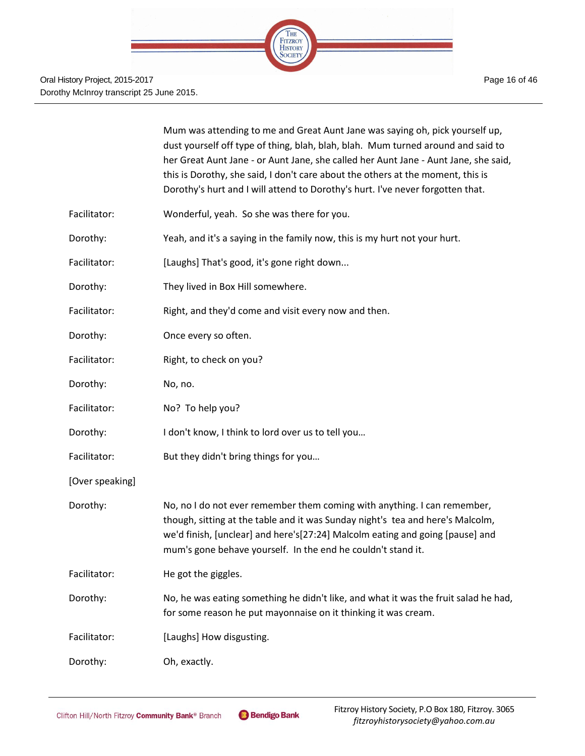Mum was attending to me and Great Aunt Jane was saying oh, pick yourself up, dust yourself off type of thing, blah, blah, blah. Mum turned around and said to her Great Aunt Jane - or Aunt Jane, she called her Aunt Jane - Aunt Jane, she said, this is Dorothy, she said, I don't care about the others at the moment, this is Dorothy's hurt and I will attend to Dorothy's hurt. I've never forgotten that.

Facilitator: Wonderful, yeah. So she was there for you.

Dorothy: Yeah, and it's a saying in the family now, this is my hurt not your hurt.

Facilitator: [Laughs] That's good, it's gone right down...

Dorothy: They lived in Box Hill somewhere.

Facilitator: Right, and they'd come and visit every now and then.

Dorothy: Once every so often.

Facilitator: Right, to check on you?

Dorothy: No, no.

Facilitator: No? To help you?

Dorothy: I don't know, I think to lord over us to tell you…

Facilitator: But they didn't bring things for you…

[Over speaking]

Dorothy: No, no I do not ever remember them coming with anything. I can remember, though, sitting at the table and it was Sunday night's tea and here's Malcolm, we'd finish, [unclear] and here's[27:24] Malcolm eating and going [pause] and mum's gone behave yourself. In the end he couldn't stand it.

Facilitator: He got the giggles.

Dorothy: No, he was eating something he didn't like, and what it was the fruit salad he had, for some reason he put mayonnaise on it thinking it was cream.

Facilitator: [Laughs] How disgusting.

Dorothy: Oh, exactly.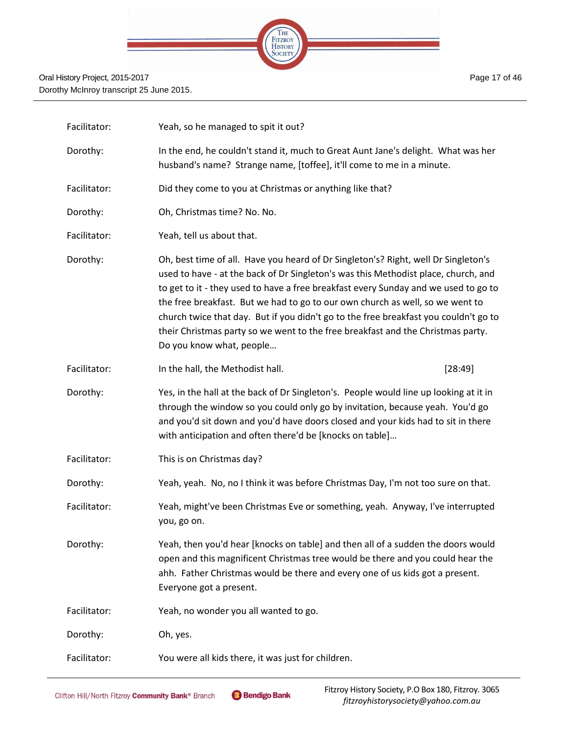| | |
|---|---|
| Facilitator: | Yeah, so he managed to spit it out? |
| Dorothy: | In the end, he couldn't stand it, much to Great Aunt Jane's delight. What was her husband's name? Strange name, [toffee], it'll come to me in a minute. |
| Facilitator: | Did they come to you at Christmas or anything like that? |
| Dorothy: | Oh, Christmas time? No. No. |
| Facilitator: | Yeah, tell us about that. |
| Dorothy: | Oh, best time of all. Have you heard of Dr Singleton's? Right, well Dr Singleton's used to have - at the back of Dr Singleton's was this Methodist place, church, and to get to it - they used to have a free breakfast every Sunday and we used to go to the free breakfast. But we had to go to our own church as well, so we went to church twice that day. But if you didn't go to the free breakfast you couldn't go to their Christmas party so we went to the free breakfast and the Christmas party. Do you know what, people… |
| Facilitator: | In the hall, the Methodist hall. [28:49] |
| Dorothy: | Yes, in the hall at the back of Dr Singleton's. People would line up looking at it in through the window so you could only go by invitation, because yeah. You'd go and you'd sit down and you'd have doors closed and your kids had to sit in there with anticipation and often there'd be [knocks on table]… |
| Facilitator: | This is on Christmas day? |
| Dorothy: | Yeah, yeah. No, no I think it was before Christmas Day, I'm not too sure on that. |
| Facilitator: | Yeah, might've been Christmas Eve or something, yeah. Anyway, I've interrupted you, go on. |
| Dorothy: | Yeah, then you'd hear [knocks on table] and then all of a sudden the doors would open and this magnificent Christmas tree would be there and you could hear the ahh. Father Christmas would be there and every one of us kids got a present. Everyone got a present. |
| Facilitator: | Yeah, no wonder you all wanted to go. |
| Dorothy: | Oh, yes. |
| Facilitator: | You were all kids there, it was just for children. |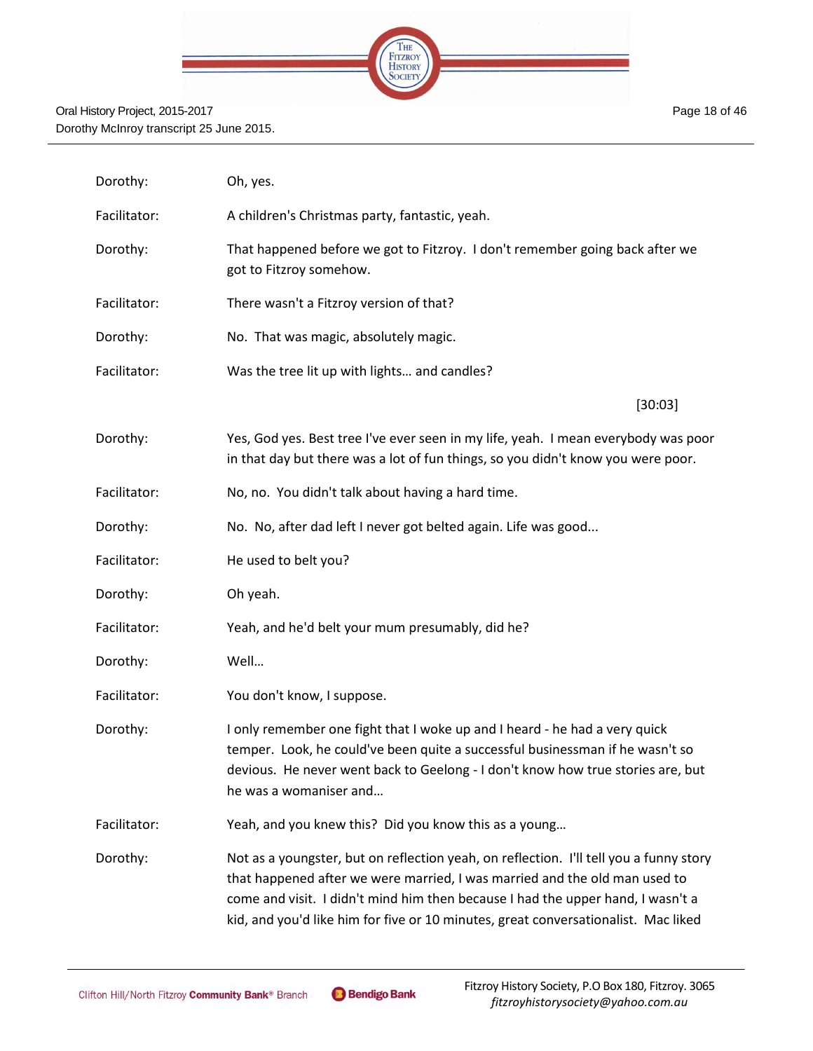Dorothy: Oh, yes.

Facilitator: A children's Christmas party, fantastic, yeah.

Dorothy: That happened before we got to Fitzroy. I don't remember going back after we got to Fitzroy somehow.

Facilitator: There wasn't a Fitzroy version of that?

Dorothy: No. That was magic, absolutely magic.

Facilitator: Was the tree lit up with lights… and candles?

[30:03]

Dorothy: Yes, God yes. Best tree I've ever seen in my life, yeah. I mean everybody was poor in that day but there was a lot of fun things, so you didn't know you were poor.

Facilitator: No, no. You didn't talk about having a hard time.

Dorothy: No. No, after dad left I never got belted again. Life was good...

Facilitator: He used to belt you?

Dorothy: Oh yeah.

Facilitator: Yeah, and he'd belt your mum presumably, did he?

Dorothy: Well…

Facilitator: You don't know, I suppose.

Dorothy: I only remember one fight that I woke up and I heard - he had a very quick temper. Look, he could've been quite a successful businessman if he wasn't so devious. He never went back to Geelong - I don't know how true stories are, but he was a womaniser and…

Facilitator: Yeah, and you knew this? Did you know this as a young…

Dorothy: Not as a youngster, but on reflection yeah, on reflection. I'll tell you a funny story that happened after we were married, I was married and the old man used to come and visit. I didn't mind him then because I had the upper hand, I wasn't a kid, and you'd like him for five or 10 minutes, great conversationalist. Mac liked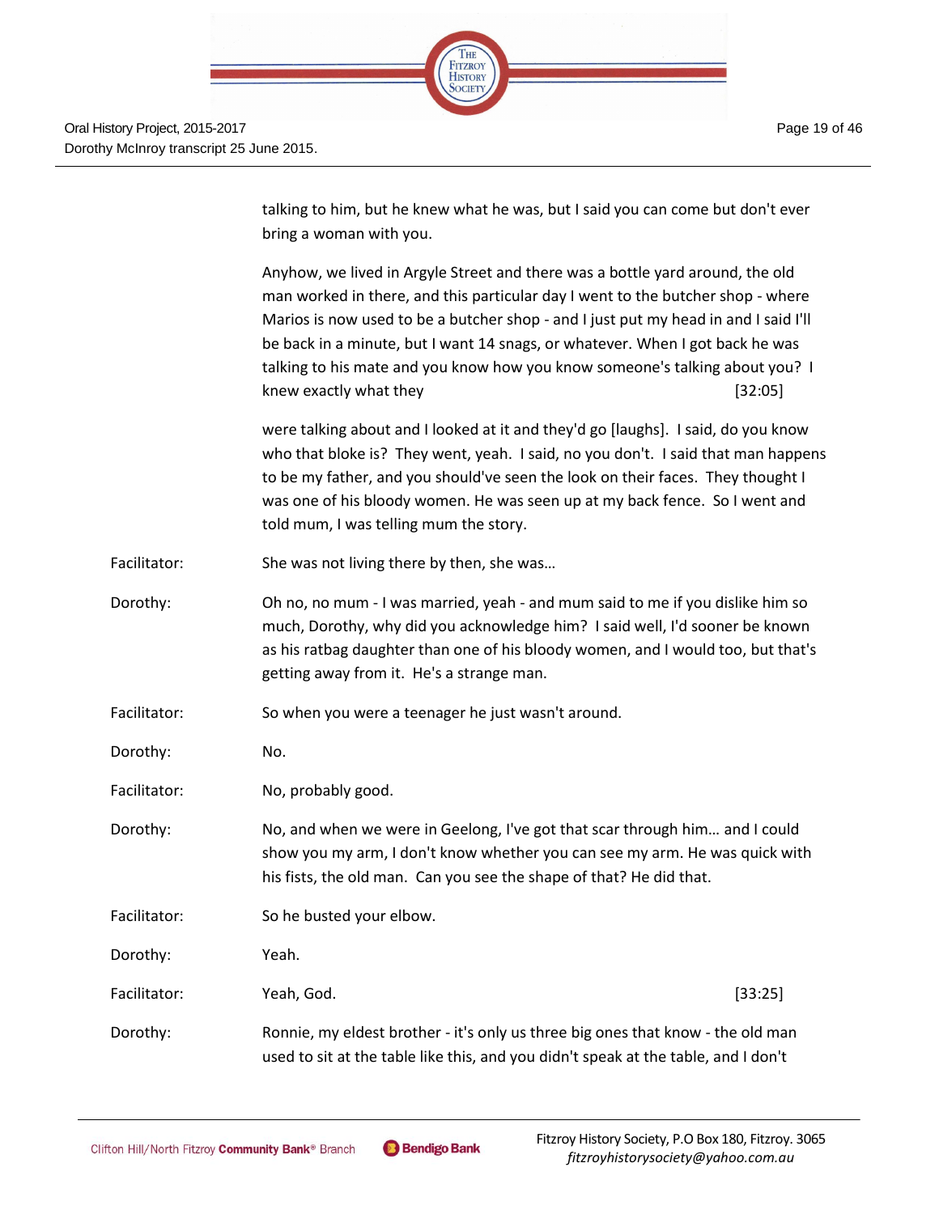talking to him, but he knew what he was, but I said you can come but don't ever bring a woman with you.

Anyhow, we lived in Argyle Street and there was a bottle yard around, the old man worked in there, and this particular day I went to the butcher shop - where Marios is now used to be a butcher shop - and I just put my head in and I said I'll be back in a minute, but I want 14 snags, or whatever. When I got back he was talking to his mate and you know how you know someone's talking about you? I knew exactly what they [32:05]

were talking about and I looked at it and they'd go [laughs]. I said, do you know who that bloke is? They went, yeah. I said, no you don't. I said that man happens to be my father, and you should've seen the look on their faces. They thought I was one of his bloody women. He was seen up at my back fence. So I went and told mum, I was telling mum the story.

Facilitator: She was not living there by then, she was…

Dorothy: Oh no, no mum - I was married, yeah - and mum said to me if you dislike him so much, Dorothy, why did you acknowledge him? I said well, I'd sooner be known as his ratbag daughter than one of his bloody women, and I would too, but that's getting away from it. He's a strange man.

Facilitator: So when you were a teenager he just wasn't around.

Dorothy: No.

Facilitator: No, probably good.

Dorothy: No, and when we were in Geelong, I've got that scar through him… and I could show you my arm, I don't know whether you can see my arm. He was quick with his fists, the old man. Can you see the shape of that? He did that.

Facilitator: So he busted your elbow.

Dorothy: Yeah.

Facilitator: Yeah, God. [33:25]

Dorothy: Ronnie, my eldest brother - it's only us three big ones that know - the old man used to sit at the table like this, and you didn't speak at the table, and I don't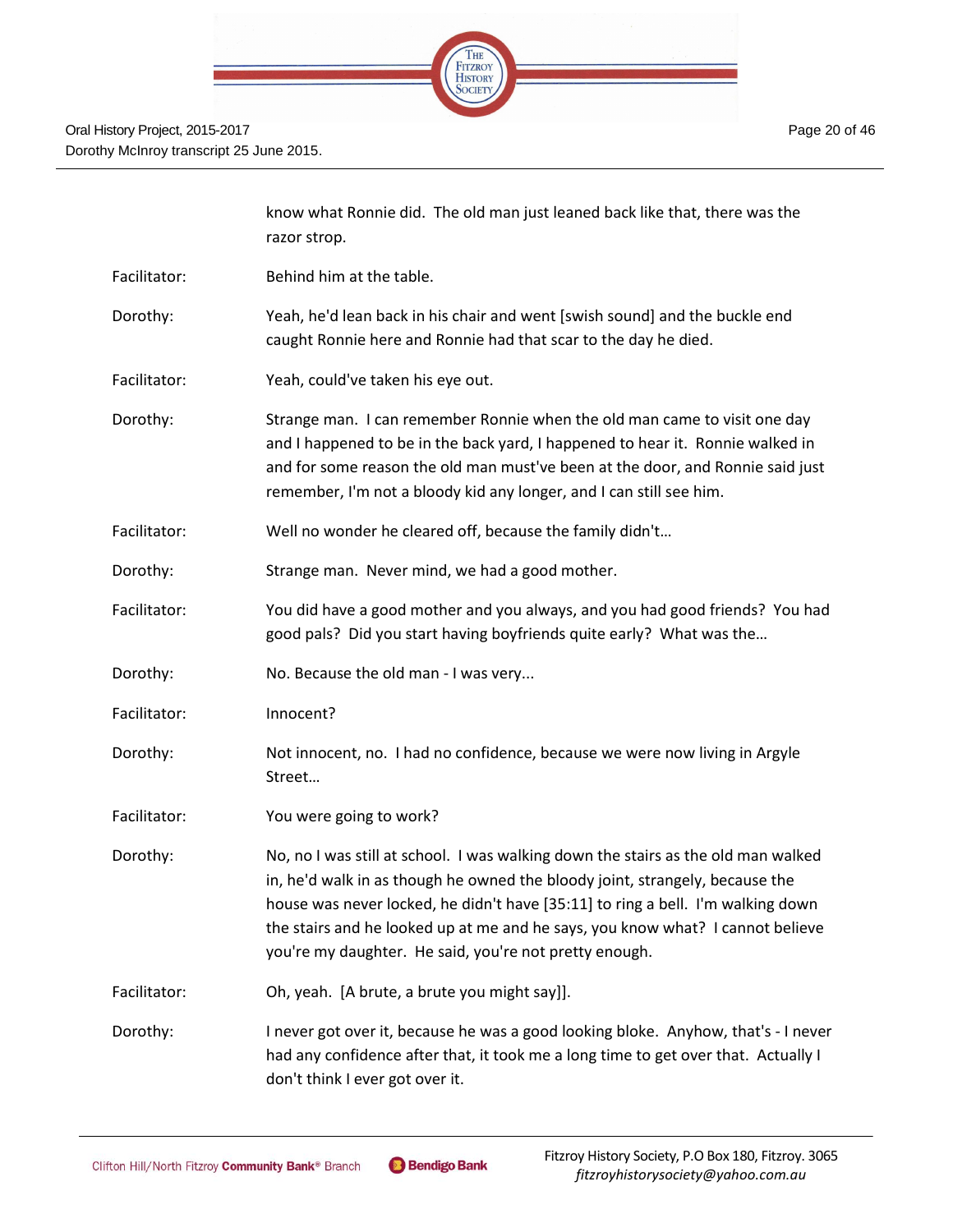know what Ronnie did. The old man just leaned back like that, there was the razor strop.

Facilitator: Behind him at the table.

Dorothy: Yeah, he'd lean back in his chair and went [swish sound] and the buckle end caught Ronnie here and Ronnie had that scar to the day he died.

Facilitator: Yeah, could've taken his eye out.

Dorothy: Strange man. I can remember Ronnie when the old man came to visit one day and I happened to be in the back yard, I happened to hear it. Ronnie walked in and for some reason the old man must've been at the door, and Ronnie said just remember, I'm not a bloody kid any longer, and I can still see him.

Facilitator: Well no wonder he cleared off, because the family didn't…

Dorothy: Strange man. Never mind, we had a good mother.

Facilitator: You did have a good mother and you always, and you had good friends? You had good pals? Did you start having boyfriends quite early? What was the…

Dorothy: No. Because the old man - I was very...

Facilitator: Innocent?

Dorothy: Not innocent, no. I had no confidence, because we were now living in Argyle Street…

Facilitator: You were going to work?

Dorothy: No, no I was still at school. I was walking down the stairs as the old man walked in, he'd walk in as though he owned the bloody joint, strangely, because the house was never locked, he didn't have [35:11] to ring a bell. I'm walking down the stairs and he looked up at me and he says, you know what? I cannot believe you're my daughter. He said, you're not pretty enough.

Facilitator: Oh, yeah. [A brute, a brute you might say]].

Dorothy: I never got over it, because he was a good looking bloke. Anyhow, that's - I never had any confidence after that, it took me a long time to get over that. Actually I don't think I ever got over it.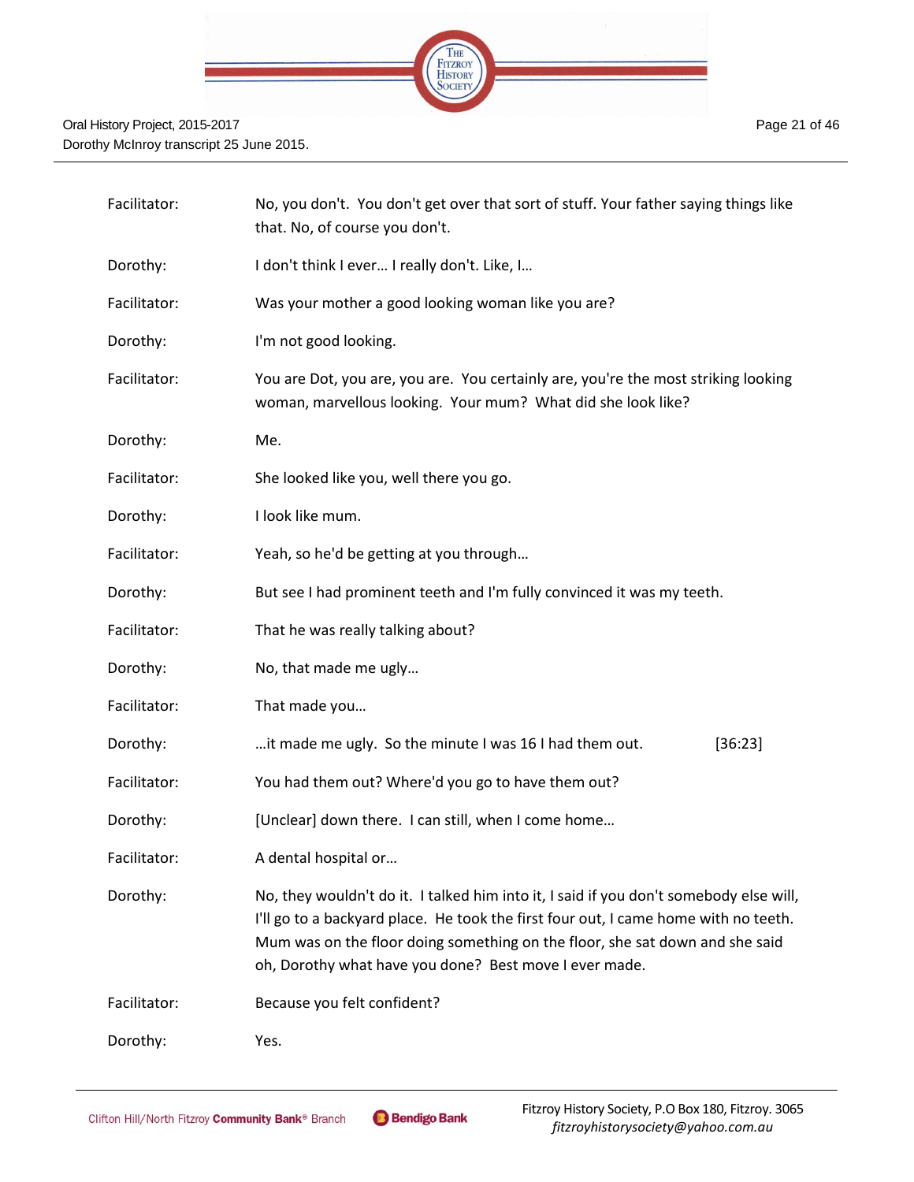Facilitator: No, you don't. You don't get over that sort of stuff. Your father saying things like that. No, of course you don't.

Dorothy: I don't think I ever… I really don't. Like, I…

Facilitator: Was your mother a good looking woman like you are?

Dorothy: I'm not good looking.

Facilitator: You are Dot, you are, you are. You certainly are, you're the most striking looking woman, marvellous looking. Your mum? What did she look like?

Dorothy: Me.

Facilitator: She looked like you, well there you go.

Dorothy: I look like mum.

Facilitator: Yeah, so he'd be getting at you through…

Dorothy: But see I had prominent teeth and I'm fully convinced it was my teeth.

Facilitator: That he was really talking about?

Dorothy: No, that made me ugly…

Facilitator: That made you…

Dorothy: …it made me ugly. So the minute I was 16 I had them out. [36:23]

Facilitator: You had them out? Where'd you go to have them out?

Dorothy: [Unclear] down there. I can still, when I come home…

Facilitator: A dental hospital or…

Dorothy: No, they wouldn't do it. I talked him into it, I said if you don't somebody else will, I'll go to a backyard place. He took the first four out, I came home with no teeth. Mum was on the floor doing something on the floor, she sat down and she said oh, Dorothy what have you done? Best move I ever made.

Facilitator: Because you felt confident?

Dorothy: Yes.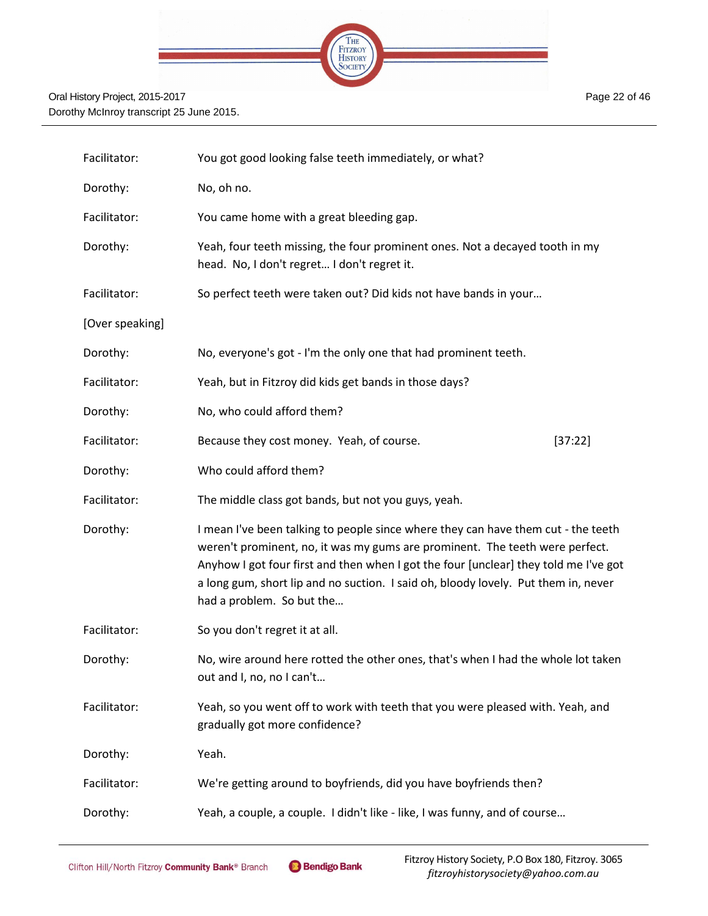Facilitator: You got good looking false teeth immediately, or what?

Dorothy: No, oh no.

Facilitator: You came home with a great bleeding gap.

Dorothy: Yeah, four teeth missing, the four prominent ones. Not a decayed tooth in my head. No, I don't regret… I don't regret it.

Facilitator: So perfect teeth were taken out? Did kids not have bands in your…

[Over speaking]

Dorothy: No, everyone's got - I'm the only one that had prominent teeth.

Facilitator: Yeah, but in Fitzroy did kids get bands in those days?

Dorothy: No, who could afford them?

Facilitator: Because they cost money. Yeah, of course. [37:22]

Dorothy: Who could afford them?

Facilitator: The middle class got bands, but not you guys, yeah.

Dorothy: I mean I've been talking to people since where they can have them cut - the teeth weren't prominent, no, it was my gums are prominent. The teeth were perfect. Anyhow I got four first and then when I got the four [unclear] they told me I've got a long gum, short lip and no suction. I said oh, bloody lovely. Put them in, never had a problem. So but the…

Facilitator: So you don't regret it at all.

Dorothy: No, wire around here rotted the other ones, that's when I had the whole lot taken out and I, no, no I can't…

Facilitator: Yeah, so you went off to work with teeth that you were pleased with. Yeah, and gradually got more confidence?

Dorothy: Yeah.

Facilitator: We're getting around to boyfriends, did you have boyfriends then?

Dorothy: Yeah, a couple, a couple. I didn't like - like, I was funny, and of course…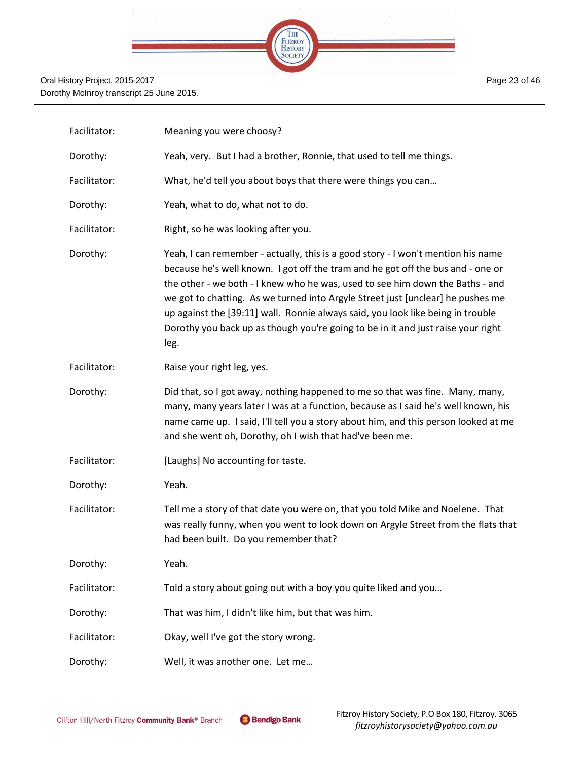Facilitator: Meaning you were choosy?

Dorothy: Yeah, very. But I had a brother, Ronnie, that used to tell me things.

Facilitator: What, he'd tell you about boys that there were things you can…

Dorothy: Yeah, what to do, what not to do.

Facilitator: Right, so he was looking after you.

Dorothy: Yeah, I can remember - actually, this is a good story - I won't mention his name because he's well known. I got off the tram and he got off the bus and - one or the other - we both - I knew who he was, used to see him down the Baths - and we got to chatting. As we turned into Argyle Street just [unclear] he pushes me up against the [39:11] wall. Ronnie always said, you look like being in trouble Dorothy you back up as though you're going to be in it and just raise your right leg.

Facilitator: Raise your right leg, yes.

Dorothy: Did that, so I got away, nothing happened to me so that was fine. Many, many, many, many years later I was at a function, because as I said he's well known, his name came up. I said, I'll tell you a story about him, and this person looked at me and she went oh, Dorothy, oh I wish that had've been me.

Facilitator: [Laughs] No accounting for taste.

Dorothy: Yeah.

Facilitator: Tell me a story of that date you were on, that you told Mike and Noelene. That was really funny, when you went to look down on Argyle Street from the flats that had been built. Do you remember that?

Dorothy: Yeah.

Facilitator: Told a story about going out with a boy you quite liked and you…

Dorothy: That was him, I didn't like him, but that was him.

Facilitator: Okay, well I've got the story wrong.

Dorothy: Well, it was another one. Let me…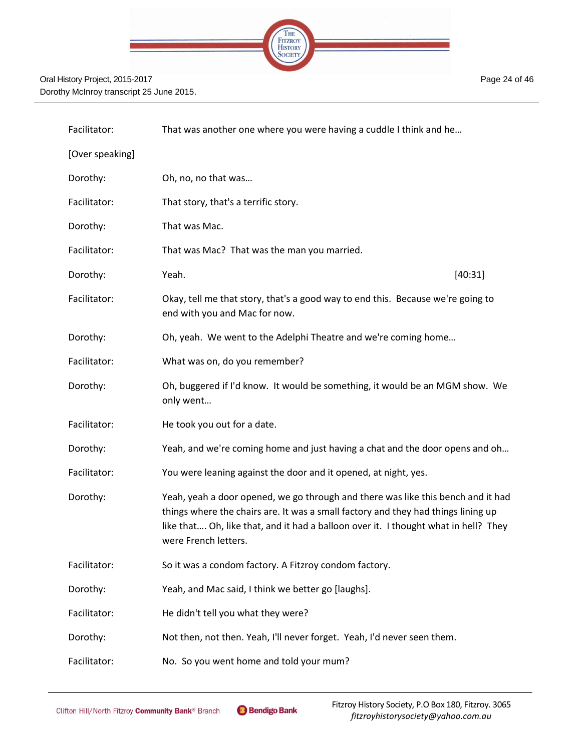| | |
|---|---|
| Facilitator: | That was another one where you were having a cuddle I think and he… |
| [Over speaking] | |
| Dorothy: | Oh, no, no that was… |
| Facilitator: | That story, that's a terrific story. |
| Dorothy: | That was Mac. |
| Facilitator: | That was Mac? That was the man you married. |
| Dorothy: | Yeah. [40:31] |
| Facilitator: | Okay, tell me that story, that's a good way to end this. Because we're going to end with you and Mac for now. |
| Dorothy: | Oh, yeah. We went to the Adelphi Theatre and we're coming home… |
| Facilitator: | What was on, do you remember? |
| Dorothy: | Oh, buggered if I'd know. It would be something, it would be an MGM show. We only went… |
| Facilitator: | He took you out for a date. |
| Dorothy: | Yeah, and we're coming home and just having a chat and the door opens and oh… |
| Facilitator: | You were leaning against the door and it opened, at night, yes. |
| Dorothy: | Yeah, yeah a door opened, we go through and there was like this bench and it had things where the chairs are. It was a small factory and they had things lining up like that…. Oh, like that, and it had a balloon over it. I thought what in hell? They were French letters. |
| Facilitator: | So it was a condom factory. A Fitzroy condom factory. |
| Dorothy: | Yeah, and Mac said, I think we better go [laughs]. |
| Facilitator: | He didn't tell you what they were? |
| Dorothy: | Not then, not then. Yeah, I'll never forget. Yeah, I'd never seen them. |
| Facilitator: | No. So you went home and told your mum? |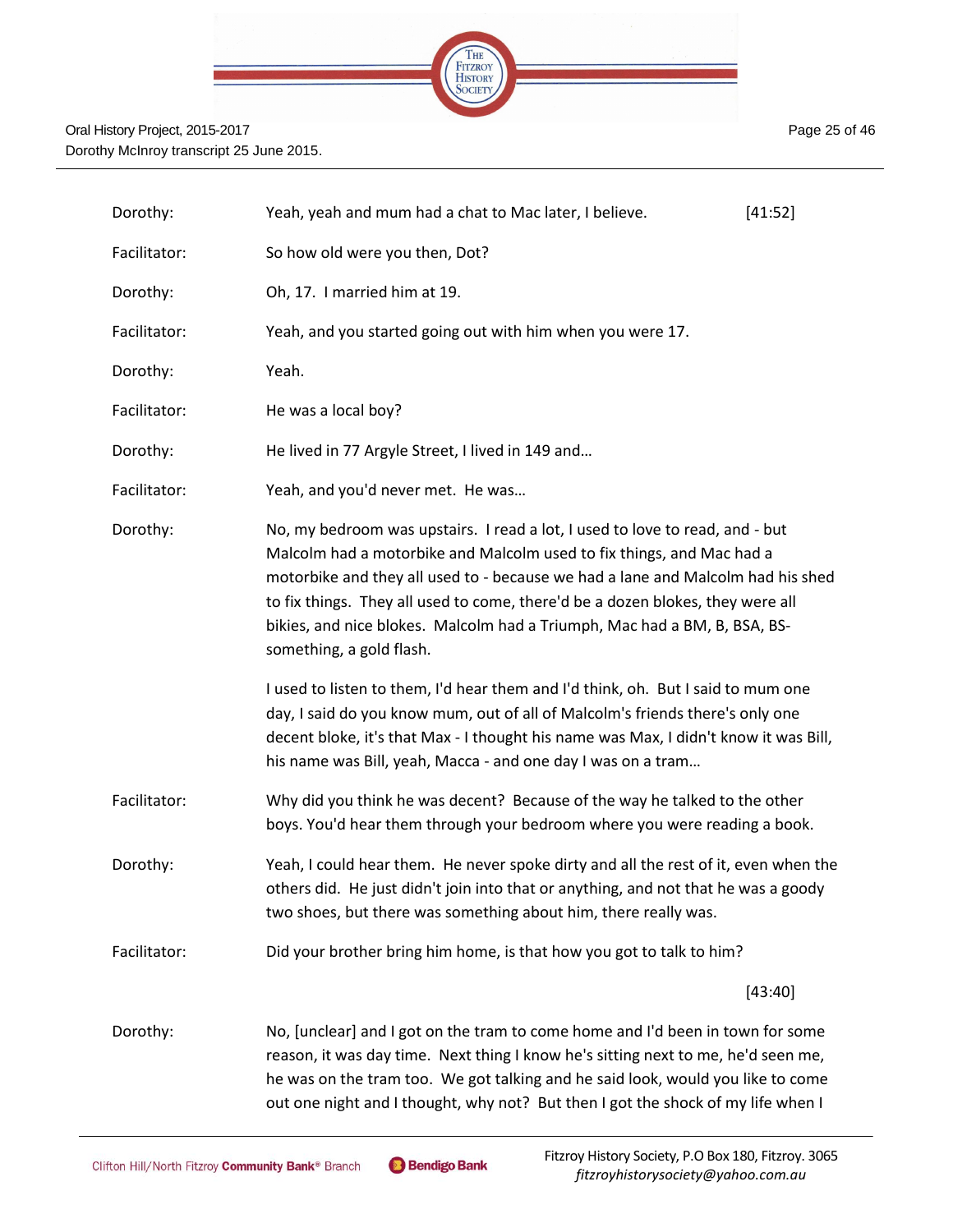Dorothy: Yeah, yeah and mum had a chat to Mac later, I believe. [41:52]

Facilitator: So how old were you then, Dot?

Dorothy: Oh, 17. I married him at 19.

Facilitator: Yeah, and you started going out with him when you were 17.

Dorothy: Yeah.

Facilitator: He was a local boy?

Dorothy: He lived in 77 Argyle Street, I lived in 149 and…

Facilitator: Yeah, and you'd never met. He was…

Dorothy: No, my bedroom was upstairs. I read a lot, I used to love to read, and - but Malcolm had a motorbike and Malcolm used to fix things, and Mac had a motorbike and they all used to - because we had a lane and Malcolm had his shed to fix things. They all used to come, there'd be a dozen blokes, they were all bikies, and nice blokes. Malcolm had a Triumph, Mac had a BM, B, BSA, BS-something, a gold flash.

I used to listen to them, I'd hear them and I'd think, oh. But I said to mum one day, I said do you know mum, out of all of Malcolm's friends there's only one decent bloke, it's that Max - I thought his name was Max, I didn't know it was Bill, his name was Bill, yeah, Macca - and one day I was on a tram…

Facilitator: Why did you think he was decent? Because of the way he talked to the other boys. You'd hear them through your bedroom where you were reading a book.

Dorothy: Yeah, I could hear them. He never spoke dirty and all the rest of it, even when the others did. He just didn't join into that or anything, and not that he was a goody two shoes, but there was something about him, there really was.

Facilitator: Did your brother bring him home, is that how you got to talk to him?

[43:40]

Dorothy: No, [unclear] and I got on the tram to come home and I'd been in town for some reason, it was day time. Next thing I know he's sitting next to me, he'd seen me, he was on the tram too. We got talking and he said look, would you like to come out one night and I thought, why not? But then I got the shock of my life when I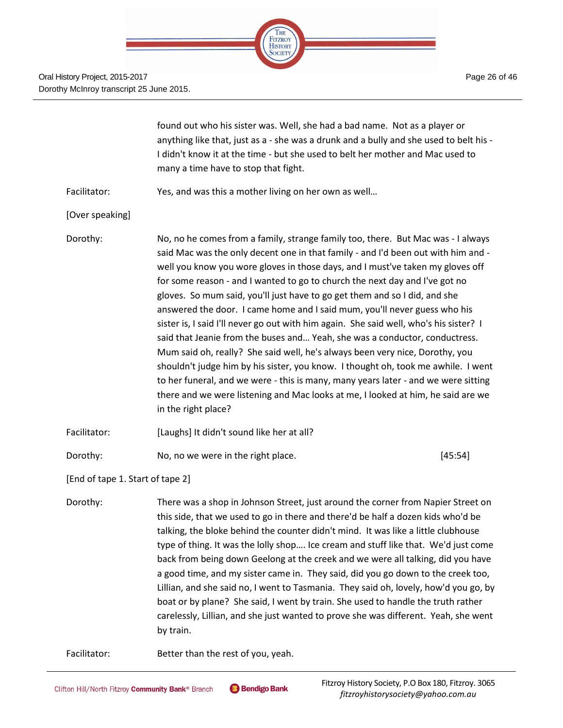found out who his sister was. Well, she had a bad name. Not as a player or anything like that, just as a - she was a drunk and a bully and she used to belt his - I didn't know it at the time - but she used to belt her mother and Mac used to many a time have to stop that fight.

Facilitator: Yes, and was this a mother living on her own as well…

[Over speaking]

Dorothy: No, no he comes from a family, strange family too, there. But Mac was - I always said Mac was the only decent one in that family - and I'd been out with him and - well you know you wore gloves in those days, and I must've taken my gloves off for some reason - and I wanted to go to church the next day and I've got no gloves. So mum said, you'll just have to go get them and so I did, and she answered the door. I came home and I said mum, you'll never guess who his sister is, I said I'll never go out with him again. She said well, who's his sister? I said that Jeanie from the buses and… Yeah, she was a conductor, conductress. Mum said oh, really? She said well, he's always been very nice, Dorothy, you shouldn't judge him by his sister, you know. I thought oh, took me awhile. I went to her funeral, and we were - this is many, many years later - and we were sitting there and we were listening and Mac looks at me, I looked at him, he said are we in the right place?

Facilitator: [Laughs] It didn't sound like her at all?

Dorothy: No, no we were in the right place. [45:54]

[End of tape 1. Start of tape 2]

Dorothy: There was a shop in Johnson Street, just around the corner from Napier Street on this side, that we used to go in there and there'd be half a dozen kids who'd be talking, the bloke behind the counter didn't mind. It was like a little clubhouse type of thing. It was the lolly shop…. Ice cream and stuff like that. We'd just come back from being down Geelong at the creek and we were all talking, did you have a good time, and my sister came in. They said, did you go down to the creek too, Lillian, and she said no, I went to Tasmania. They said oh, lovely, how'd you go, by boat or by plane? She said, I went by train. She used to handle the truth rather carelessly, Lillian, and she just wanted to prove she was different. Yeah, she went by train.

Facilitator: Better than the rest of you, yeah.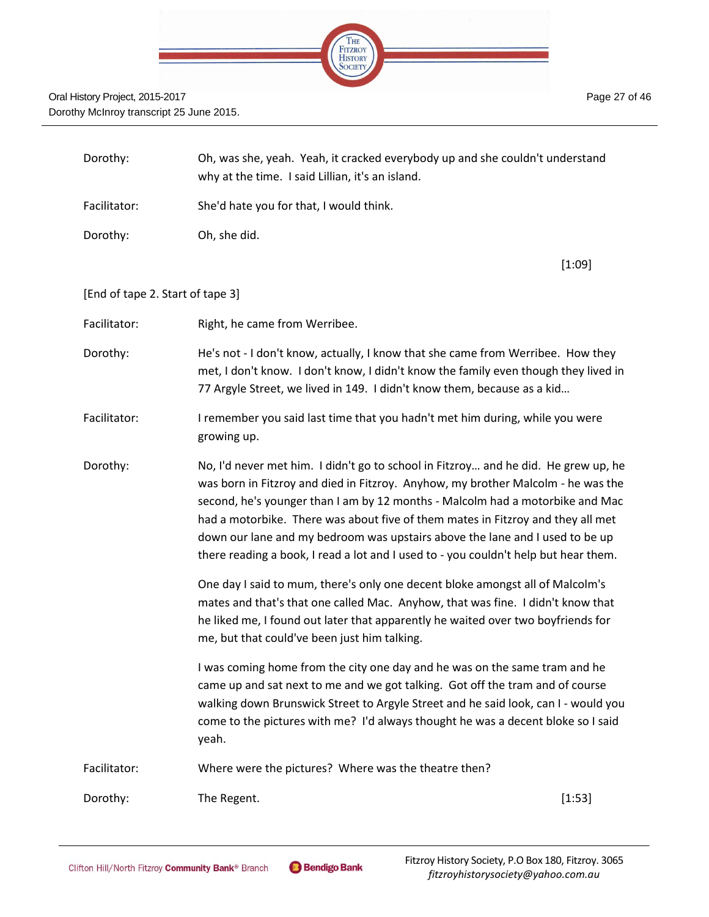Dorothy: Oh, was she, yeah. Yeah, it cracked everybody up and she couldn't understand why at the time. I said Lillian, it's an island.

Facilitator: She'd hate you for that, I would think.

Dorothy: Oh, she did.

[1:09]

[End of tape 2. Start of tape 3]

Facilitator: Right, he came from Werribee.

Dorothy: He's not - I don't know, actually, I know that she came from Werribee. How they met, I don't know. I don't know, I didn't know the family even though they lived in 77 Argyle Street, we lived in 149. I didn't know them, because as a kid…

Facilitator: I remember you said last time that you hadn't met him during, while you were growing up.

Dorothy: No, I'd never met him. I didn't go to school in Fitzroy… and he did. He grew up, he was born in Fitzroy and died in Fitzroy. Anyhow, my brother Malcolm - he was the second, he's younger than I am by 12 months - Malcolm had a motorbike and Mac had a motorbike. There was about five of them mates in Fitzroy and they all met down our lane and my bedroom was upstairs above the lane and I used to be up there reading a book, I read a lot and I used to - you couldn't help but hear them.

One day I said to mum, there's only one decent bloke amongst all of Malcolm's mates and that's that one called Mac. Anyhow, that was fine. I didn't know that he liked me, I found out later that apparently he waited over two boyfriends for me, but that could've been just him talking.

I was coming home from the city one day and he was on the same tram and he came up and sat next to me and we got talking. Got off the tram and of course walking down Brunswick Street to Argyle Street and he said look, can I - would you come to the pictures with me? I'd always thought he was a decent bloke so I said yeah.

Facilitator: Where were the pictures? Where was the theatre then?

Dorothy: The Regent. [1:53]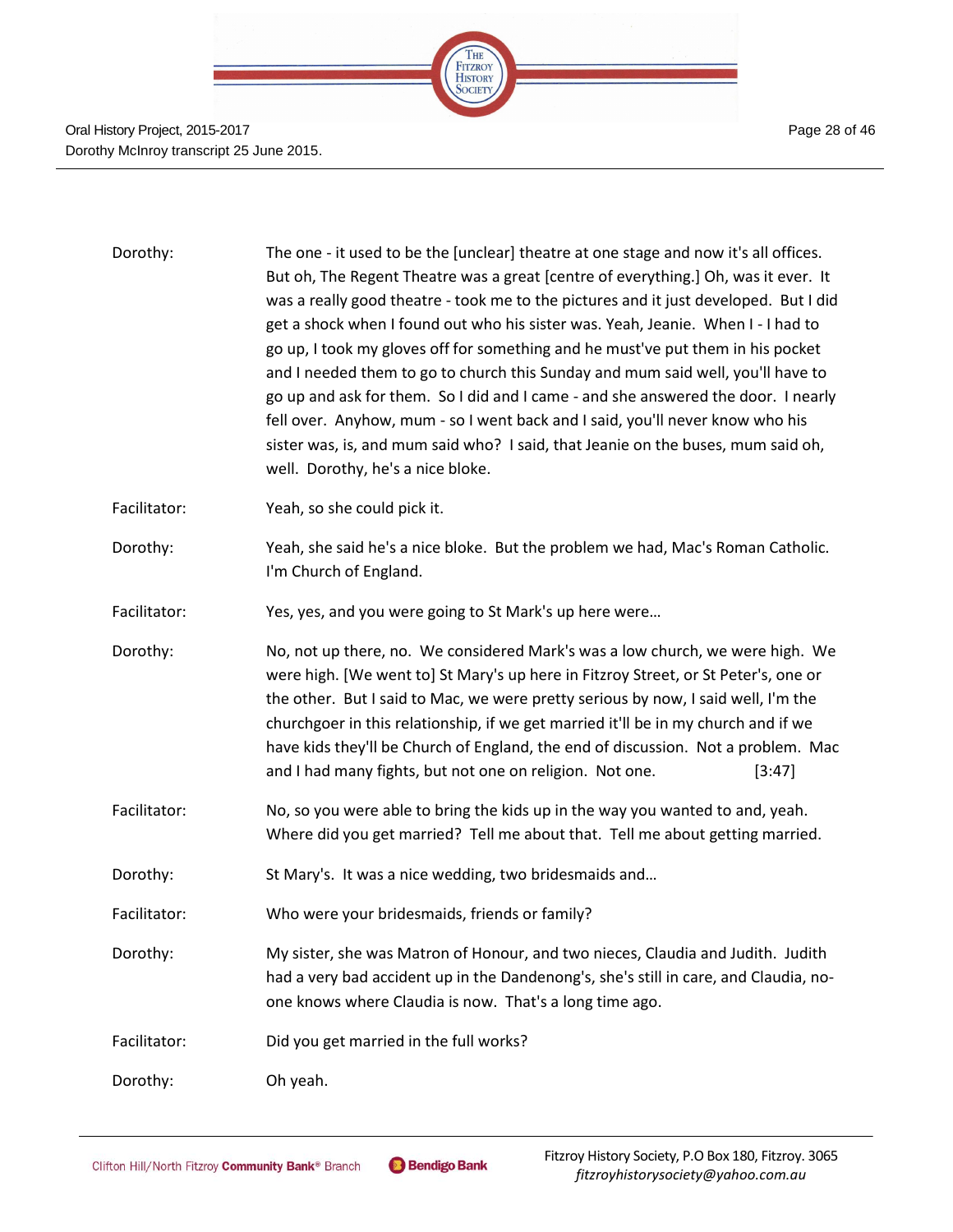Dorothy: The one - it used to be the [unclear] theatre at one stage and now it's all offices. But oh, The Regent Theatre was a great [centre of everything.] Oh, was it ever. It was a really good theatre - took me to the pictures and it just developed. But I did get a shock when I found out who his sister was. Yeah, Jeanie. When I - I had to go up, I took my gloves off for something and he must've put them in his pocket and I needed them to go to church this Sunday and mum said well, you'll have to go up and ask for them. So I did and I came - and she answered the door. I nearly fell over. Anyhow, mum - so I went back and I said, you'll never know who his sister was, is, and mum said who? I said, that Jeanie on the buses, mum said oh, well. Dorothy, he's a nice bloke.

Facilitator: Yeah, so she could pick it.

Dorothy: Yeah, she said he's a nice bloke. But the problem we had, Mac's Roman Catholic. I'm Church of England.

Facilitator: Yes, yes, and you were going to St Mark's up here were…

Dorothy: No, not up there, no. We considered Mark's was a low church, we were high. We were high. [We went to] St Mary's up here in Fitzroy Street, or St Peter's, one or the other. But I said to Mac, we were pretty serious by now, I said well, I'm the churchgoer in this relationship, if we get married it'll be in my church and if we have kids they'll be Church of England, the end of discussion. Not a problem. Mac and I had many fights, but not one on religion. Not one. [3:47]

Facilitator: No, so you were able to bring the kids up in the way you wanted to and, yeah. Where did you get married? Tell me about that. Tell me about getting married.

Dorothy: St Mary's. It was a nice wedding, two bridesmaids and…

Facilitator: Who were your bridesmaids, friends or family?

Dorothy: My sister, she was Matron of Honour, and two nieces, Claudia and Judith. Judith had a very bad accident up in the Dandenong's, she's still in care, and Claudia, no-one knows where Claudia is now. That's a long time ago.

Facilitator: Did you get married in the full works?

Dorothy: Oh yeah.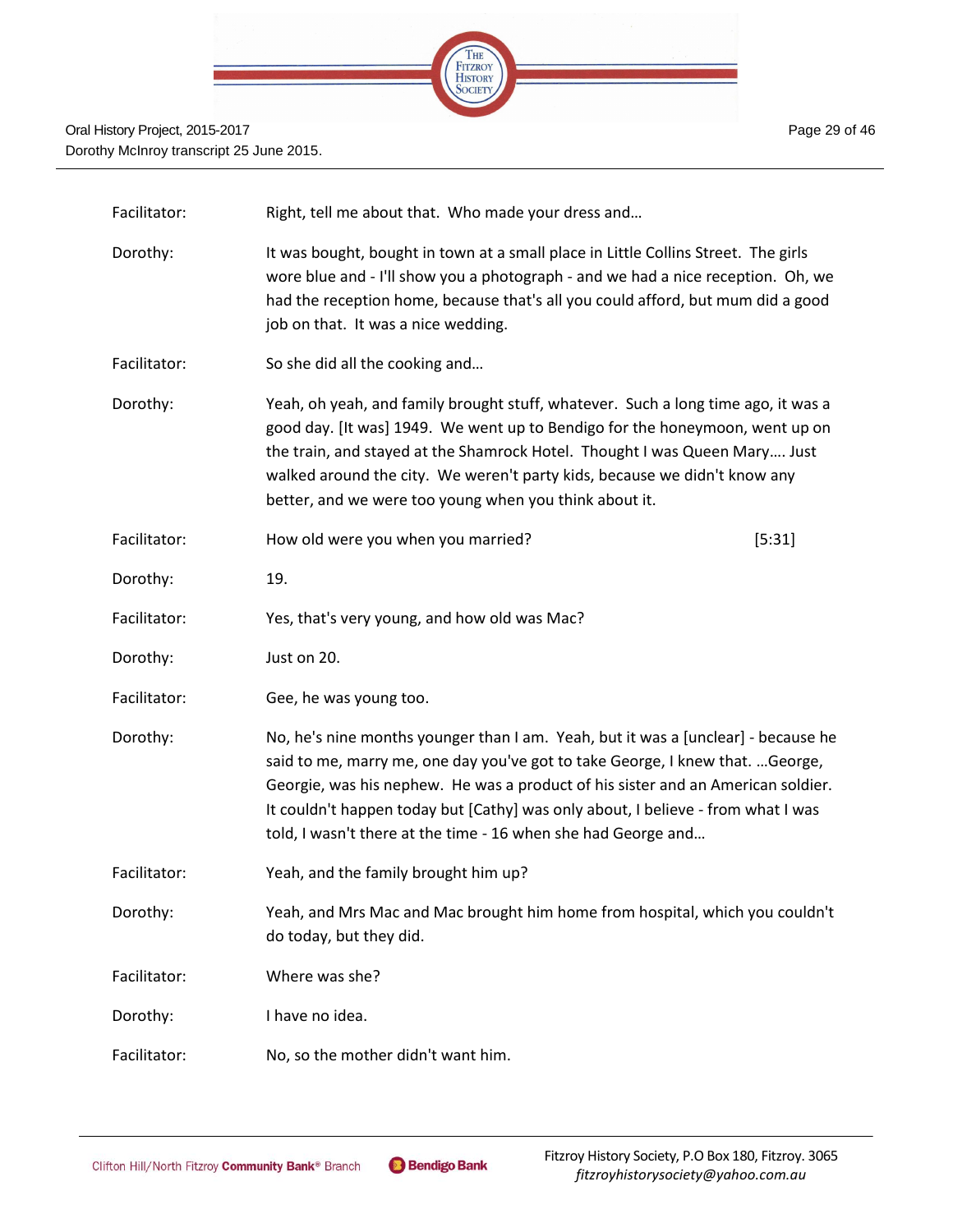| | |
|---|---|
| Facilitator: | Right, tell me about that. Who made your dress and… |
| Dorothy: | It was bought, bought in town at a small place in Little Collins Street. The girls wore blue and - I'll show you a photograph - and we had a nice reception. Oh, we had the reception home, because that's all you could afford, but mum did a good job on that. It was a nice wedding. |
| Facilitator: | So she did all the cooking and… |
| Dorothy: | Yeah, oh yeah, and family brought stuff, whatever. Such a long time ago, it was a good day. [It was] 1949. We went up to Bendigo for the honeymoon, went up on the train, and stayed at the Shamrock Hotel. Thought I was Queen Mary…. Just walked around the city. We weren't party kids, because we didn't know any better, and we were too young when you think about it. |
| Facilitator: | How old were you when you married? [5:31] |
| Dorothy: | 19. |
| Facilitator: | Yes, that's very young, and how old was Mac? |
| Dorothy: | Just on 20. |
| Facilitator: | Gee, he was young too. |
| Dorothy: | No, he's nine months younger than I am. Yeah, but it was a [unclear] - because he said to me, marry me, one day you've got to take George, I knew that. …George, Georgie, was his nephew. He was a product of his sister and an American soldier. It couldn't happen today but [Cathy] was only about, I believe - from what I was told, I wasn't there at the time - 16 when she had George and… |
| Facilitator: | Yeah, and the family brought him up? |
| Dorothy: | Yeah, and Mrs Mac and Mac brought him home from hospital, which you couldn't do today, but they did. |
| Facilitator: | Where was she? |
| Dorothy: | I have no idea. |
| Facilitator: | No, so the mother didn't want him. |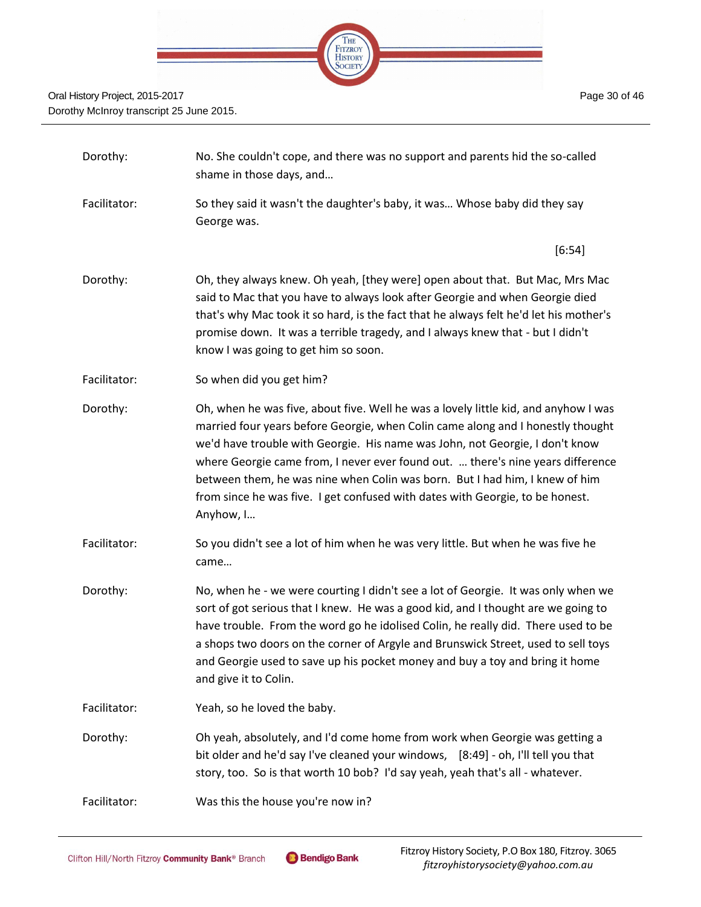| | |
|---|---|
| Dorothy: | No. She couldn't cope, and there was no support and parents hid the so-called shame in those days, and… |
| Facilitator: | So they said it wasn't the daughter's baby, it was… Whose baby did they say George was. |
| | [6:54] |
| Dorothy: | Oh, they always knew. Oh yeah, [they were] open about that. But Mac, Mrs Mac said to Mac that you have to always look after Georgie and when Georgie died that's why Mac took it so hard, is the fact that he always felt he'd let his mother's promise down. It was a terrible tragedy, and I always knew that - but I didn't know I was going to get him so soon. |
| Facilitator: | So when did you get him? |
| Dorothy: | Oh, when he was five, about five. Well he was a lovely little kid, and anyhow I was married four years before Georgie, when Colin came along and I honestly thought we'd have trouble with Georgie. His name was John, not Georgie, I don't know where Georgie came from, I never ever found out. … there's nine years difference between them, he was nine when Colin was born. But I had him, I knew of him from since he was five. I get confused with dates with Georgie, to be honest. Anyhow, I… |
| Facilitator: | So you didn't see a lot of him when he was very little. But when he was five he came… |
| Dorothy: | No, when he - we were courting I didn't see a lot of Georgie. It was only when we sort of got serious that I knew. He was a good kid, and I thought are we going to have trouble. From the word go he idolised Colin, he really did. There used to be a shops two doors on the corner of Argyle and Brunswick Street, used to sell toys and Georgie used to save up his pocket money and buy a toy and bring it home and give it to Colin. |
| Facilitator: | Yeah, so he loved the baby. |
| Dorothy: | Oh yeah, absolutely, and I'd come home from work when Georgie was getting a bit older and he'd say I've cleaned your windows, [8:49] - oh, I'll tell you that story, too. So is that worth 10 bob? I'd say yeah, yeah that's all - whatever. |
| Facilitator: | Was this the house you're now in? |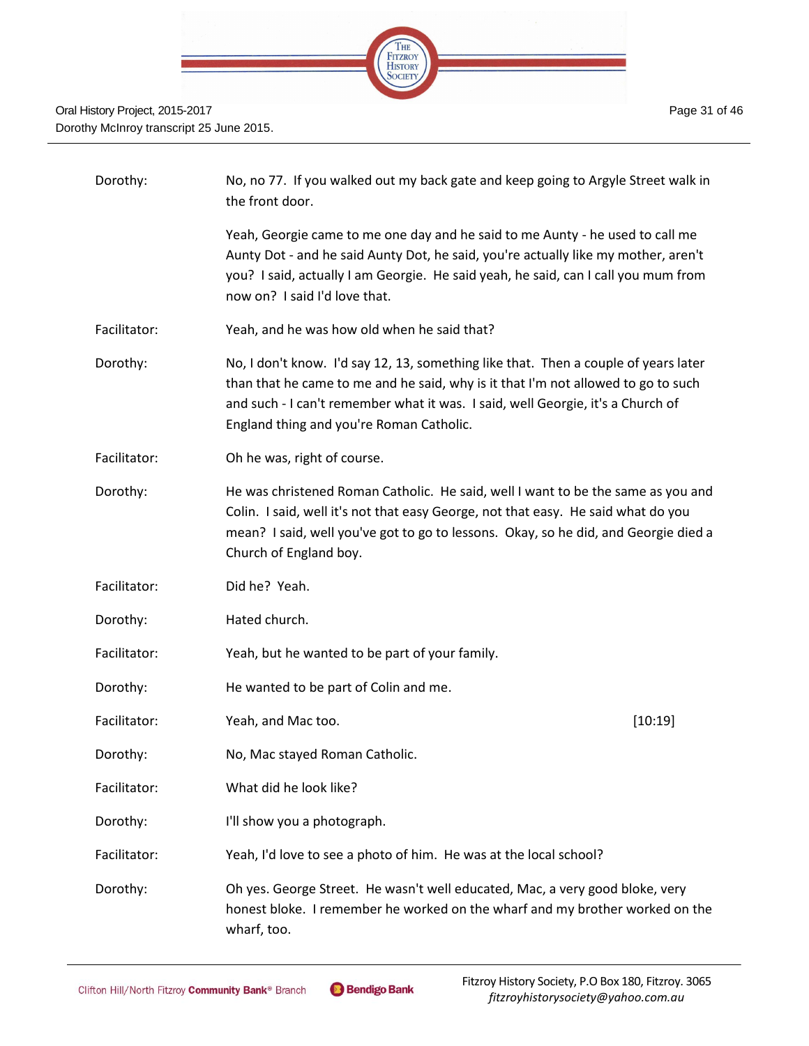Dorothy: No, no 77. If you walked out my back gate and keep going to Argyle Street walk in the front door.

Yeah, Georgie came to me one day and he said to me Aunty - he used to call me Aunty Dot - and he said Aunty Dot, he said, you're actually like my mother, aren't you? I said, actually I am Georgie. He said yeah, he said, can I call you mum from now on? I said I'd love that.

Facilitator: Yeah, and he was how old when he said that?

Dorothy: No, I don't know. I'd say 12, 13, something like that. Then a couple of years later than that he came to me and he said, why is it that I'm not allowed to go to such and such - I can't remember what it was. I said, well Georgie, it's a Church of England thing and you're Roman Catholic.

Facilitator: Oh he was, right of course.

Dorothy: He was christened Roman Catholic. He said, well I want to be the same as you and Colin. I said, well it's not that easy George, not that easy. He said what do you mean? I said, well you've got to go to lessons. Okay, so he did, and Georgie died a Church of England boy.

Facilitator: Did he? Yeah.

Dorothy: Hated church.

Facilitator: Yeah, but he wanted to be part of your family.

Dorothy: He wanted to be part of Colin and me.

Facilitator: Yeah, and Mac too. [10:19]

Dorothy: No, Mac stayed Roman Catholic.

Facilitator: What did he look like?

Dorothy: I'll show you a photograph.

Facilitator: Yeah, I'd love to see a photo of him. He was at the local school?

Dorothy: Oh yes. George Street. He wasn't well educated, Mac, a very good bloke, very honest bloke. I remember he worked on the wharf and my brother worked on the wharf, too.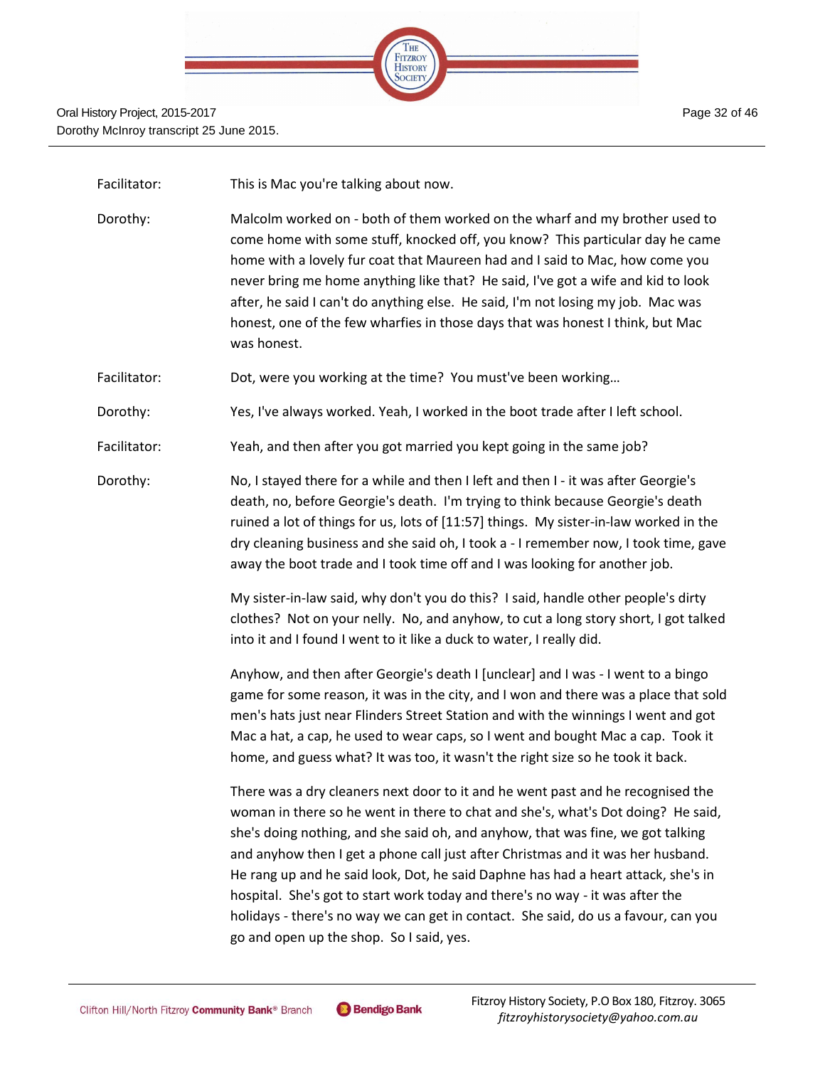Facilitator: This is Mac you're talking about now.

Dorothy: Malcolm worked on - both of them worked on the wharf and my brother used to come home with some stuff, knocked off, you know? This particular day he came home with a lovely fur coat that Maureen had and I said to Mac, how come you never bring me home anything like that? He said, I've got a wife and kid to look after, he said I can't do anything else. He said, I'm not losing my job. Mac was honest, one of the few wharfies in those days that was honest I think, but Mac was honest.

Facilitator: Dot, were you working at the time? You must've been working…

Dorothy: Yes, I've always worked. Yeah, I worked in the boot trade after I left school.

Facilitator: Yeah, and then after you got married you kept going in the same job?

Dorothy: No, I stayed there for a while and then I left and then I - it was after Georgie's death, no, before Georgie's death. I'm trying to think because Georgie's death ruined a lot of things for us, lots of [11:57] things. My sister-in-law worked in the dry cleaning business and she said oh, I took a - I remember now, I took time, gave away the boot trade and I took time off and I was looking for another job.

My sister-in-law said, why don't you do this? I said, handle other people's dirty clothes? Not on your nelly. No, and anyhow, to cut a long story short, I got talked into it and I found I went to it like a duck to water, I really did.

Anyhow, and then after Georgie's death I [unclear] and I was - I went to a bingo game for some reason, it was in the city, and I won and there was a place that sold men's hats just near Flinders Street Station and with the winnings I went and got Mac a hat, a cap, he used to wear caps, so I went and bought Mac a cap. Took it home, and guess what? It was too, it wasn't the right size so he took it back.

There was a dry cleaners next door to it and he went past and he recognised the woman in there so he went in there to chat and she's, what's Dot doing? He said, she's doing nothing, and she said oh, and anyhow, that was fine, we got talking and anyhow then I get a phone call just after Christmas and it was her husband. He rang up and he said look, Dot, he said Daphne has had a heart attack, she's in hospital. She's got to start work today and there's no way - it was after the holidays - there's no way we can get in contact. She said, do us a favour, can you go and open up the shop. So I said, yes.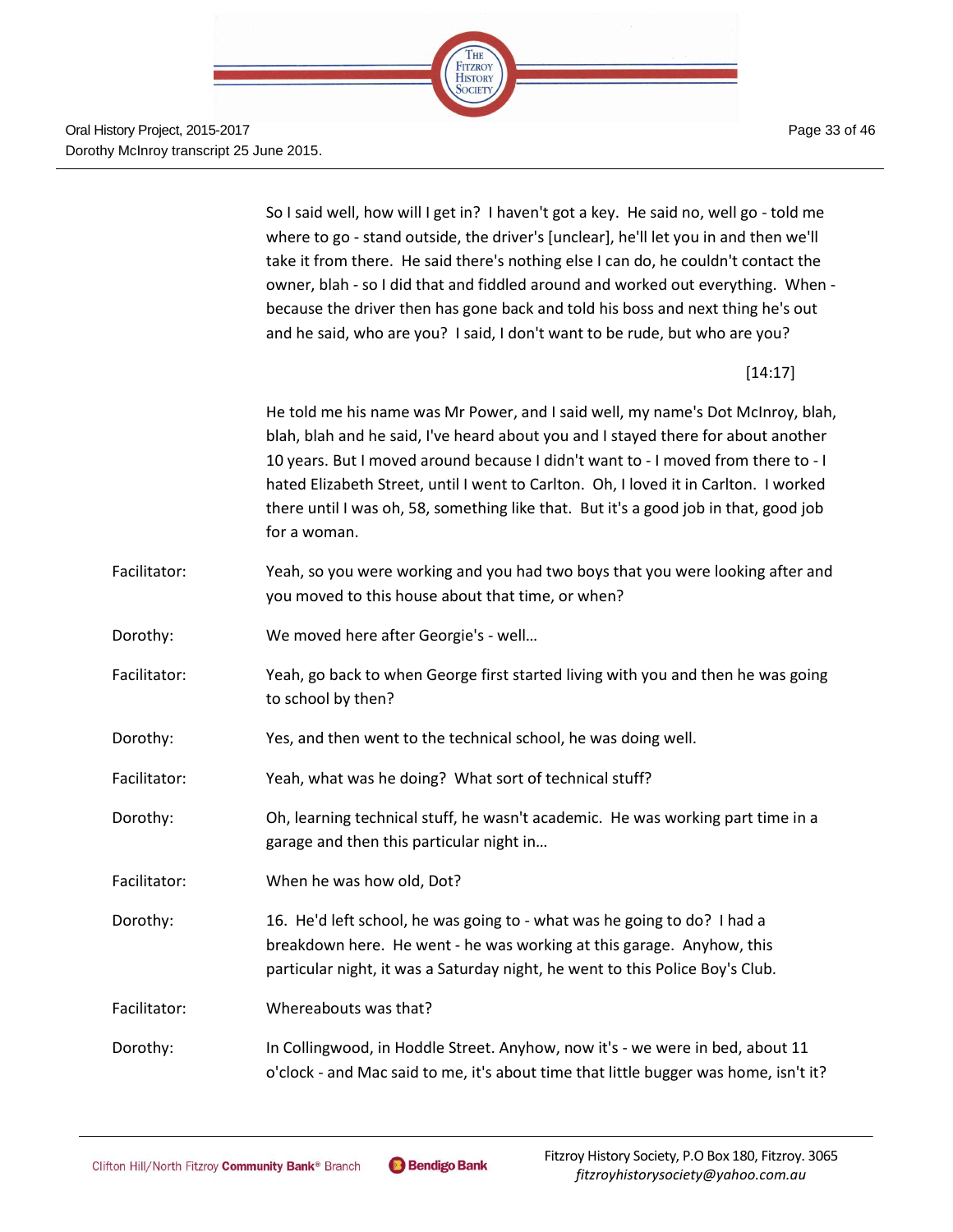So I said well, how will I get in? I haven't got a key. He said no, well go - told me where to go - stand outside, the driver's [unclear], he'll let you in and then we'll take it from there. He said there's nothing else I can do, he couldn't contact the owner, blah - so I did that and fiddled around and worked out everything. When - because the driver then has gone back and told his boss and next thing he's out and he said, who are you? I said, I don't want to be rude, but who are you?

[14:17]

He told me his name was Mr Power, and I said well, my name's Dot McInroy, blah, blah, blah and he said, I've heard about you and I stayed there for about another 10 years. But I moved around because I didn't want to - I moved from there to - I hated Elizabeth Street, until I went to Carlton. Oh, I loved it in Carlton. I worked there until I was oh, 58, something like that. But it's a good job in that, good job for a woman.

Facilitator: Yeah, so you were working and you had two boys that you were looking after and you moved to this house about that time, or when?

Dorothy: We moved here after Georgie's - well…

Facilitator: Yeah, go back to when George first started living with you and then he was going to school by then?

Dorothy: Yes, and then went to the technical school, he was doing well.

Facilitator: Yeah, what was he doing? What sort of technical stuff?

Dorothy: Oh, learning technical stuff, he wasn't academic. He was working part time in a garage and then this particular night in…

Facilitator: When he was how old, Dot?

Dorothy: 16. He'd left school, he was going to - what was he going to do? I had a breakdown here. He went - he was working at this garage. Anyhow, this particular night, it was a Saturday night, he went to this Police Boy's Club.

Facilitator: Whereabouts was that?

Dorothy: In Collingwood, in Hoddle Street. Anyhow, now it's - we were in bed, about 11 o'clock - and Mac said to me, it's about time that little bugger was home, isn't it?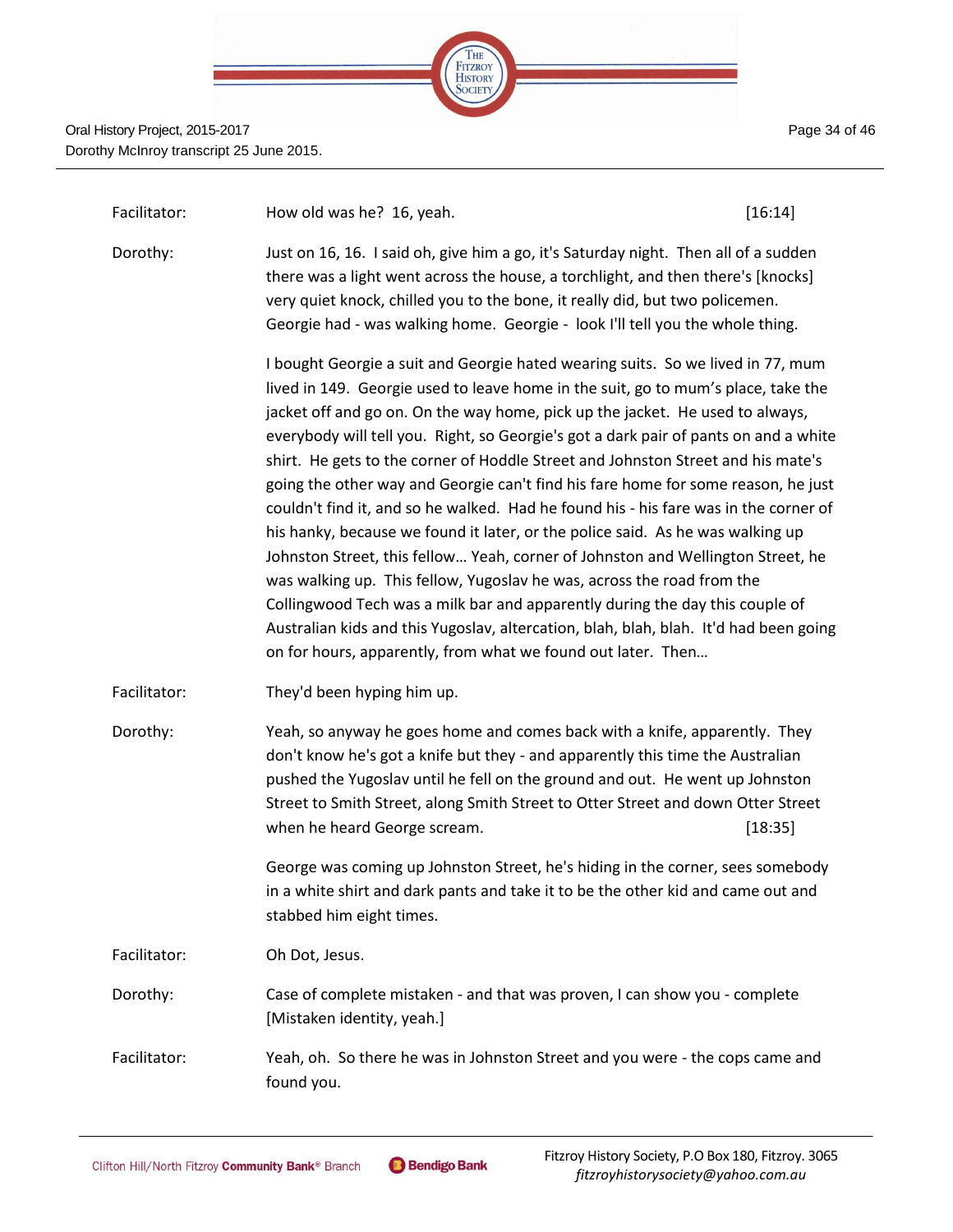Facilitator: How old was he? 16, yeah. [16:14]

Dorothy: Just on 16, 16. I said oh, give him a go, it's Saturday night. Then all of a sudden there was a light went across the house, a torchlight, and then there's [knocks] very quiet knock, chilled you to the bone, it really did, but two policemen. Georgie had - was walking home. Georgie - look I'll tell you the whole thing.

I bought Georgie a suit and Georgie hated wearing suits. So we lived in 77, mum lived in 149. Georgie used to leave home in the suit, go to mum's place, take the jacket off and go on. On the way home, pick up the jacket. He used to always, everybody will tell you. Right, so Georgie's got a dark pair of pants on and a white shirt. He gets to the corner of Hoddle Street and Johnston Street and his mate's going the other way and Georgie can't find his fare home for some reason, he just couldn't find it, and so he walked. Had he found his - his fare was in the corner of his hanky, because we found it later, or the police said. As he was walking up Johnston Street, this fellow… Yeah, corner of Johnston and Wellington Street, he was walking up. This fellow, Yugoslav he was, across the road from the Collingwood Tech was a milk bar and apparently during the day this couple of Australian kids and this Yugoslav, altercation, blah, blah, blah. It'd had been going on for hours, apparently, from what we found out later. Then…

Facilitator: They'd been hyping him up.

Dorothy: Yeah, so anyway he goes home and comes back with a knife, apparently. They don't know he's got a knife but they - and apparently this time the Australian pushed the Yugoslav until he fell on the ground and out. He went up Johnston Street to Smith Street, along Smith Street to Otter Street and down Otter Street when he heard George scream. [18:35]

George was coming up Johnston Street, he's hiding in the corner, sees somebody in a white shirt and dark pants and take it to be the other kid and came out and stabbed him eight times.

Facilitator: Oh Dot, Jesus.

Dorothy: Case of complete mistaken - and that was proven, I can show you - complete [Mistaken identity, yeah.]

Facilitator: Yeah, oh. So there he was in Johnston Street and you were - the cops came and found you.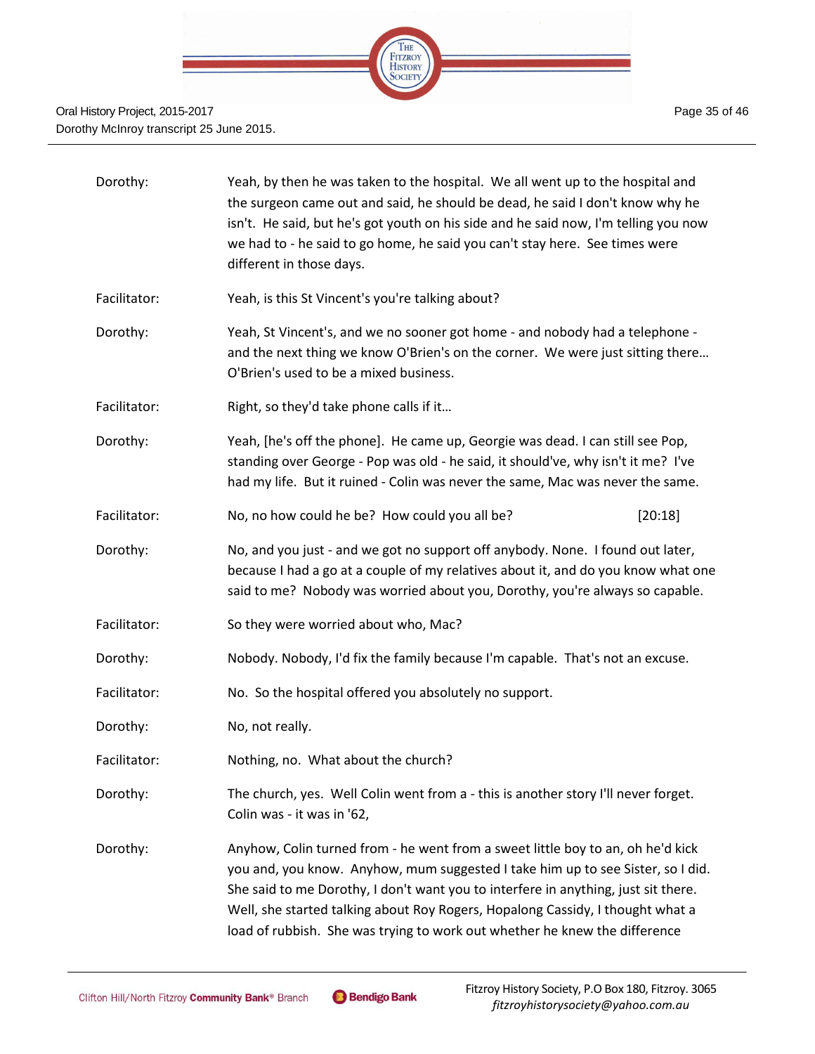Dorothy: Yeah, by then he was taken to the hospital. We all went up to the hospital and the surgeon came out and said, he should be dead, he said I don't know why he isn't. He said, but he's got youth on his side and he said now, I'm telling you now we had to - he said to go home, he said you can't stay here. See times were different in those days.

Facilitator: Yeah, is this St Vincent's you're talking about?

Dorothy: Yeah, St Vincent's, and we no sooner got home - and nobody had a telephone - and the next thing we know O'Brien's on the corner. We were just sitting there… O'Brien's used to be a mixed business.

Facilitator: Right, so they'd take phone calls if it…

Dorothy: Yeah, [he's off the phone]. He came up, Georgie was dead. I can still see Pop, standing over George - Pop was old - he said, it should've, why isn't it me? I've had my life. But it ruined - Colin was never the same, Mac was never the same.

Facilitator: No, no how could he be? How could you all be? [20:18]

Dorothy: No, and you just - and we got no support off anybody. None. I found out later, because I had a go at a couple of my relatives about it, and do you know what one said to me? Nobody was worried about you, Dorothy, you're always so capable.

Facilitator: So they were worried about who, Mac?

Dorothy: Nobody. Nobody, I'd fix the family because I'm capable. That's not an excuse.

Facilitator: No. So the hospital offered you absolutely no support.

Dorothy: No, not really.

Facilitator: Nothing, no. What about the church?

Dorothy: The church, yes. Well Colin went from a - this is another story I'll never forget. Colin was - it was in '62,

Dorothy: Anyhow, Colin turned from - he went from a sweet little boy to an, oh he'd kick you and, you know. Anyhow, mum suggested I take him up to see Sister, so I did. She said to me Dorothy, I don't want you to interfere in anything, just sit there. Well, she started talking about Roy Rogers, Hopalong Cassidy, I thought what a load of rubbish. She was trying to work out whether he knew the difference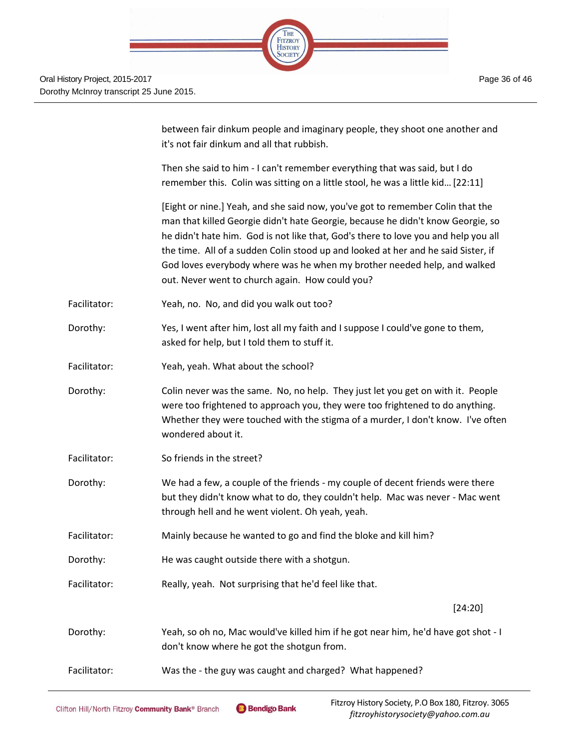between fair dinkum people and imaginary people, they shoot one another and it's not fair dinkum and all that rubbish.

Then she said to him - I can't remember everything that was said, but I do remember this. Colin was sitting on a little stool, he was a little kid... [22:11]

[Eight or nine.] Yeah, and she said now, you've got to remember Colin that the man that killed Georgie didn't hate Georgie, because he didn't know Georgie, so he didn't hate him. God is not like that, God's there to love you and help you all the time. All of a sudden Colin stood up and looked at her and he said Sister, if God loves everybody where was he when my brother needed help, and walked out. Never went to church again. How could you?

Facilitator: Yeah, no. No, and did you walk out too?

Dorothy: Yes, I went after him, lost all my faith and I suppose I could've gone to them, asked for help, but I told them to stuff it.

Facilitator: Yeah, yeah. What about the school?

Dorothy: Colin never was the same. No, no help. They just let you get on with it. People were too frightened to approach you, they were too frightened to do anything. Whether they were touched with the stigma of a murder, I don't know. I've often wondered about it.

Facilitator: So friends in the street?

Dorothy: We had a few, a couple of the friends - my couple of decent friends were there but they didn't know what to do, they couldn't help. Mac was never - Mac went through hell and he went violent. Oh yeah, yeah.

Facilitator: Mainly because he wanted to go and find the bloke and kill him?

Dorothy: He was caught outside there with a shotgun.

Facilitator: Really, yeah. Not surprising that he'd feel like that.

[24:20]

Dorothy: Yeah, so oh no, Mac would've killed him if he got near him, he'd have got shot - I don't know where he got the shotgun from.

Facilitator: Was the - the guy was caught and charged? What happened?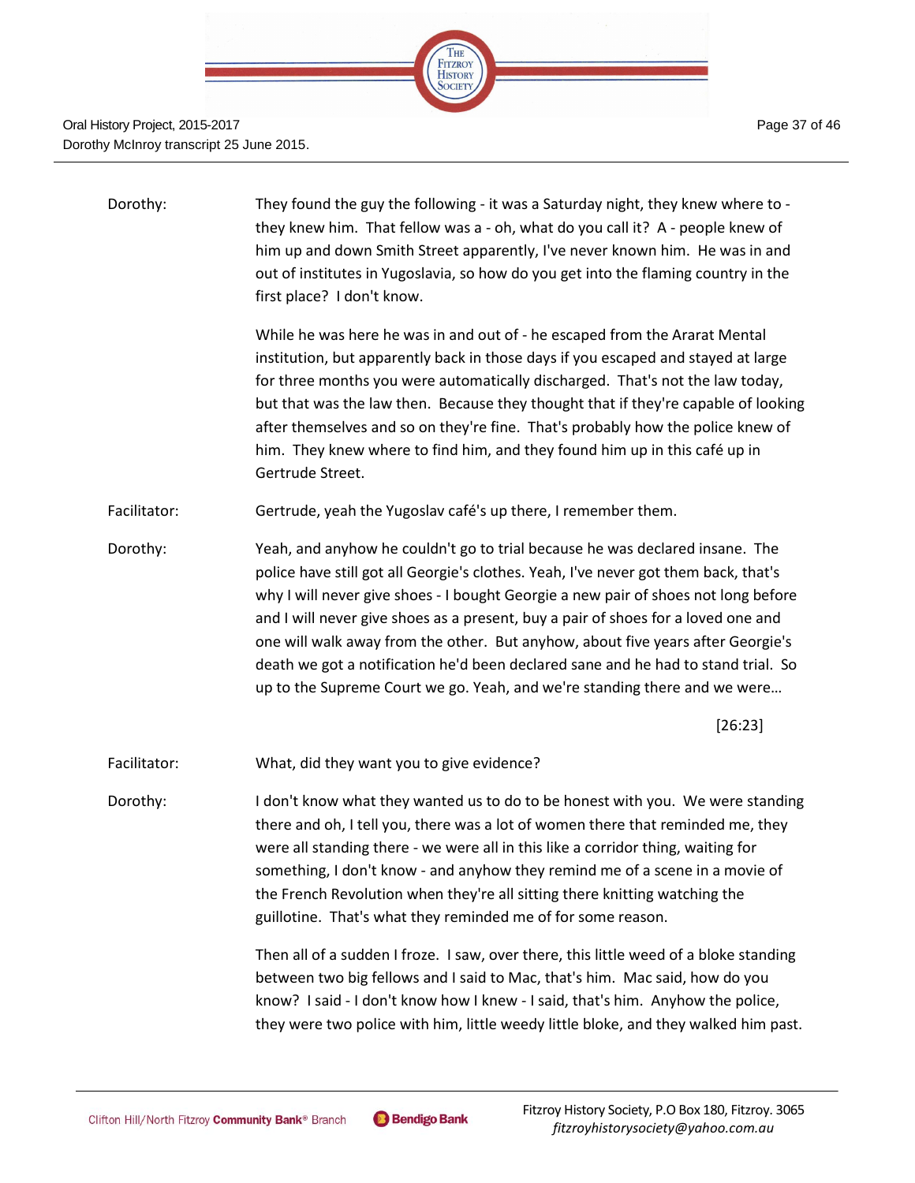Dorothy: They found the guy the following - it was a Saturday night, they knew where to - they knew him. That fellow was a - oh, what do you call it? A - people knew of him up and down Smith Street apparently, I've never known him. He was in and out of institutes in Yugoslavia, so how do you get into the flaming country in the first place? I don't know.

While he was here he was in and out of - he escaped from the Ararat Mental institution, but apparently back in those days if you escaped and stayed at large for three months you were automatically discharged. That's not the law today, but that was the law then. Because they thought that if they're capable of looking after themselves and so on they're fine. That's probably how the police knew of him. They knew where to find him, and they found him up in this café up in Gertrude Street.

Facilitator: Gertrude, yeah the Yugoslav café's up there, I remember them.

Dorothy: Yeah, and anyhow he couldn't go to trial because he was declared insane. The police have still got all Georgie's clothes. Yeah, I've never got them back, that's why I will never give shoes - I bought Georgie a new pair of shoes not long before and I will never give shoes as a present, buy a pair of shoes for a loved one and one will walk away from the other. But anyhow, about five years after Georgie's death we got a notification he'd been declared sane and he had to stand trial. So up to the Supreme Court we go. Yeah, and we're standing there and we were…

[26:23]

Facilitator: What, did they want you to give evidence?

Dorothy: I don't know what they wanted us to do to be honest with you. We were standing there and oh, I tell you, there was a lot of women there that reminded me, they were all standing there - we were all in this like a corridor thing, waiting for something, I don't know - and anyhow they remind me of a scene in a movie of the French Revolution when they're all sitting there knitting watching the guillotine. That's what they reminded me of for some reason.

Then all of a sudden I froze. I saw, over there, this little weed of a bloke standing between two big fellows and I said to Mac, that's him. Mac said, how do you know? I said - I don't know how I knew - I said, that's him. Anyhow the police, they were two police with him, little weedy little bloke, and they walked him past.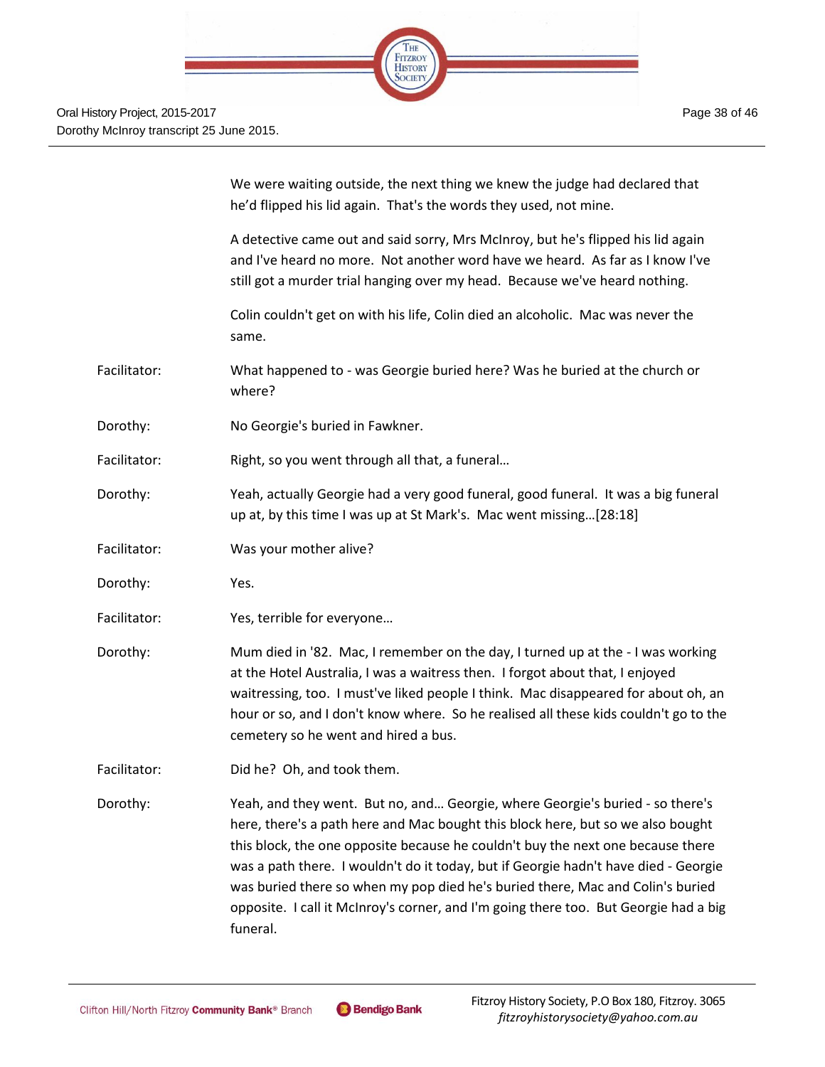We were waiting outside, the next thing we knew the judge had declared that he'd flipped his lid again. That's the words they used, not mine.

A detective came out and said sorry, Mrs McInroy, but he's flipped his lid again and I've heard no more. Not another word have we heard. As far as I know I've still got a murder trial hanging over my head. Because we've heard nothing.

Colin couldn't get on with his life, Colin died an alcoholic. Mac was never the same.

Facilitator: What happened to - was Georgie buried here? Was he buried at the church or where?

Dorothy: No Georgie's buried in Fawkner.

Facilitator: Right, so you went through all that, a funeral…

Dorothy: Yeah, actually Georgie had a very good funeral, good funeral. It was a big funeral up at, by this time I was up at St Mark's. Mac went missing…[28:18]

Facilitator: Was your mother alive?

Dorothy: Yes.

Facilitator: Yes, terrible for everyone…

Dorothy: Mum died in '82. Mac, I remember on the day, I turned up at the - I was working at the Hotel Australia, I was a waitress then. I forgot about that, I enjoyed waitressing, too. I must've liked people I think. Mac disappeared for about oh, an hour or so, and I don't know where. So he realised all these kids couldn't go to the cemetery so he went and hired a bus.

Facilitator: Did he? Oh, and took them.

Dorothy: Yeah, and they went. But no, and… Georgie, where Georgie's buried - so there's here, there's a path here and Mac bought this block here, but so we also bought this block, the one opposite because he couldn't buy the next one because there was a path there. I wouldn't do it today, but if Georgie hadn't have died - Georgie was buried there so when my pop died he's buried there, Mac and Colin's buried opposite. I call it McInroy's corner, and I'm going there too. But Georgie had a big funeral.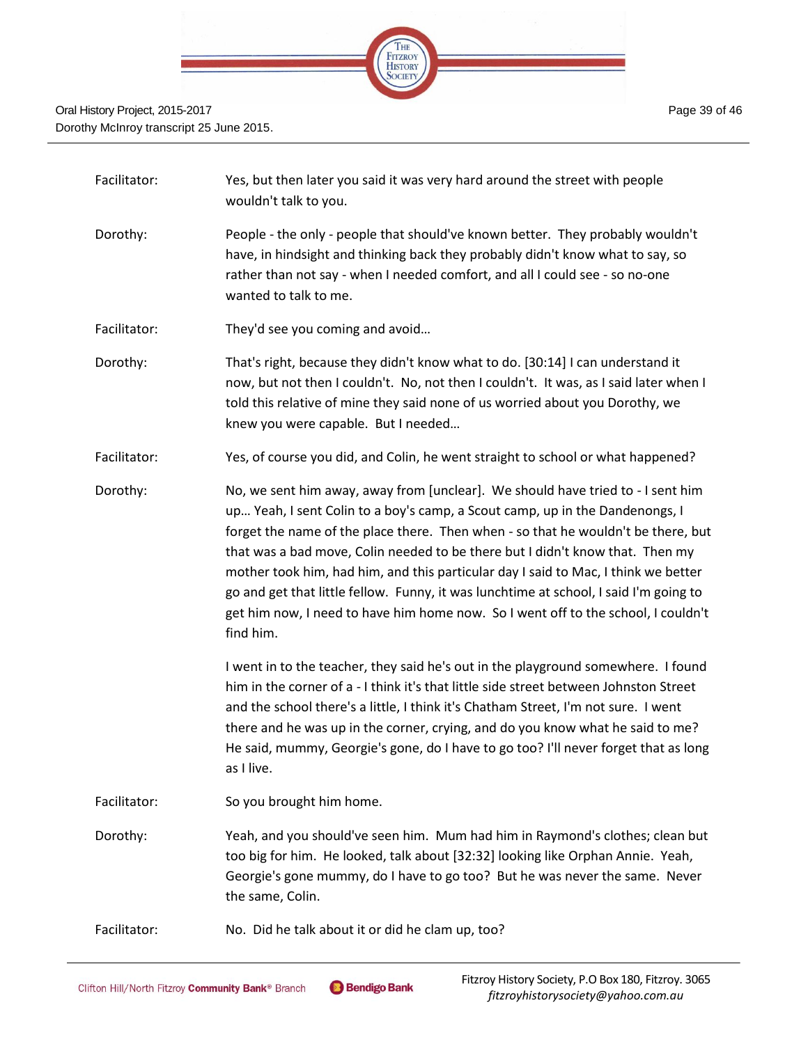Facilitator: Yes, but then later you said it was very hard around the street with people wouldn't talk to you.

Dorothy: People - the only - people that should've known better. They probably wouldn't have, in hindsight and thinking back they probably didn't know what to say, so rather than not say - when I needed comfort, and all I could see - so no-one wanted to talk to me.

Facilitator: They'd see you coming and avoid…

Dorothy: That's right, because they didn't know what to do. [30:14] I can understand it now, but not then I couldn't. No, not then I couldn't. It was, as I said later when I told this relative of mine they said none of us worried about you Dorothy, we knew you were capable. But I needed…

Facilitator: Yes, of course you did, and Colin, he went straight to school or what happened?

Dorothy: No, we sent him away, away from [unclear]. We should have tried to - I sent him up… Yeah, I sent Colin to a boy's camp, a Scout camp, up in the Dandenongs, I forget the name of the place there. Then when - so that he wouldn't be there, but that was a bad move, Colin needed to be there but I didn't know that. Then my mother took him, had him, and this particular day I said to Mac, I think we better go and get that little fellow. Funny, it was lunchtime at school, I said I'm going to get him now, I need to have him home now. So I went off to the school, I couldn't find him.

I went in to the teacher, they said he's out in the playground somewhere. I found him in the corner of a - I think it's that little side street between Johnston Street and the school there's a little, I think it's Chatham Street, I'm not sure. I went there and he was up in the corner, crying, and do you know what he said to me? He said, mummy, Georgie's gone, do I have to go too? I'll never forget that as long as I live.

Facilitator: So you brought him home.

Dorothy: Yeah, and you should've seen him. Mum had him in Raymond's clothes; clean but too big for him. He looked, talk about [32:32] looking like Orphan Annie. Yeah, Georgie's gone mummy, do I have to go too? But he was never the same. Never the same, Colin.

Facilitator: No. Did he talk about it or did he clam up, too?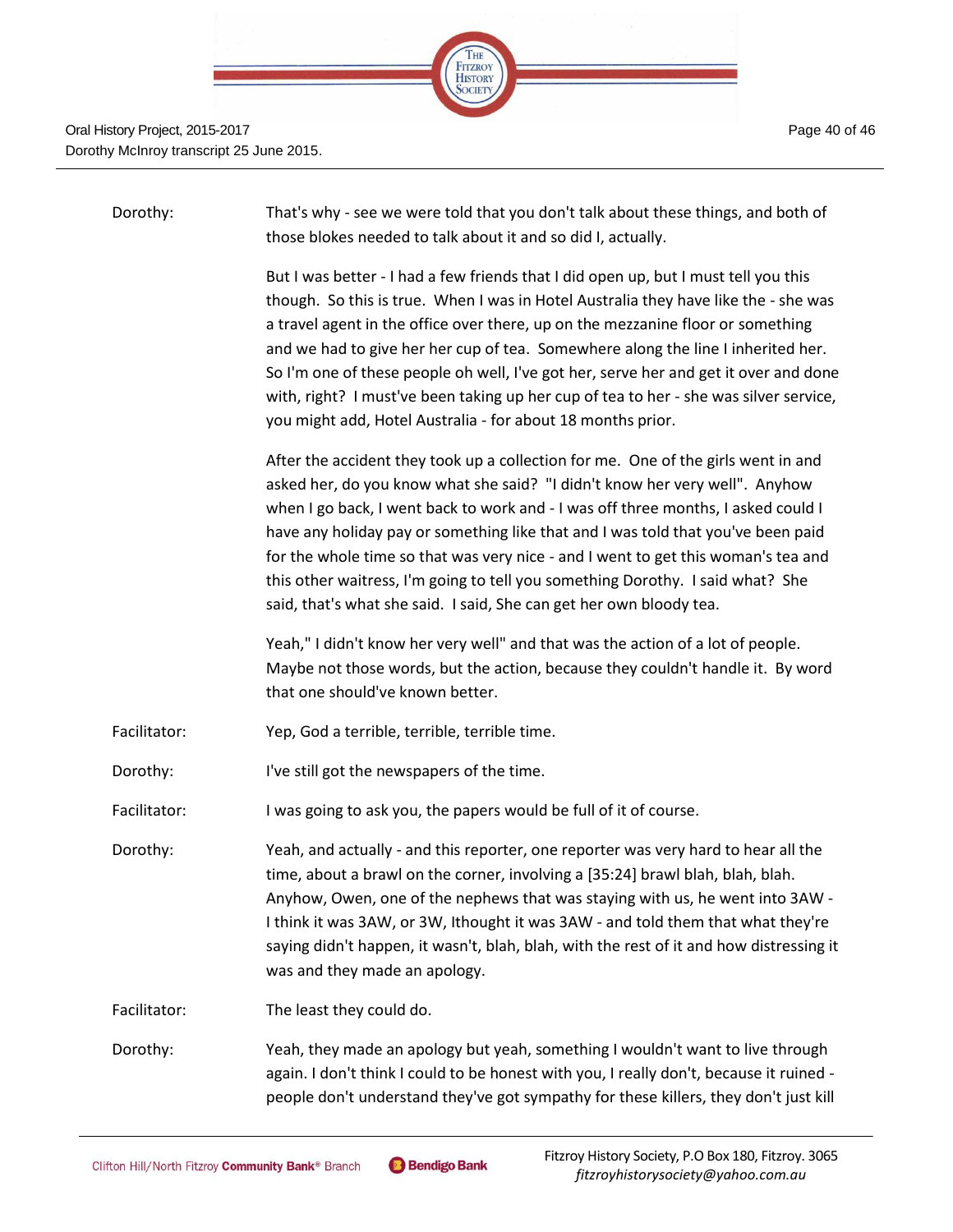Dorothy: That's why - see we were told that you don't talk about these things, and both of those blokes needed to talk about it and so did I, actually.

But I was better - I had a few friends that I did open up, but I must tell you this though. So this is true. When I was in Hotel Australia they have like the - she was a travel agent in the office over there, up on the mezzanine floor or something and we had to give her her cup of tea. Somewhere along the line I inherited her. So I'm one of these people oh well, I've got her, serve her and get it over and done with, right? I must've been taking up her cup of tea to her - she was silver service, you might add, Hotel Australia - for about 18 months prior.

After the accident they took up a collection for me. One of the girls went in and asked her, do you know what she said? "I didn't know her very well". Anyhow when I go back, I went back to work and - I was off three months, I asked could I have any holiday pay or something like that and I was told that you've been paid for the whole time so that was very nice - and I went to get this woman's tea and this other waitress, I'm going to tell you something Dorothy. I said what? She said, that's what she said. I said, She can get her own bloody tea.

Yeah," I didn't know her very well" and that was the action of a lot of people. Maybe not those words, but the action, because they couldn't handle it. By word that one should've known better.

Facilitator: Yep, God a terrible, terrible, terrible time.

Dorothy: I've still got the newspapers of the time.

Facilitator: I was going to ask you, the papers would be full of it of course.

Dorothy: Yeah, and actually - and this reporter, one reporter was very hard to hear all the time, about a brawl on the corner, involving a [35:24] brawl blah, blah, blah. Anyhow, Owen, one of the nephews that was staying with us, he went into 3AW - I think it was 3AW, or 3W, Ithought it was 3AW - and told them that what they're saying didn't happen, it wasn't, blah, blah, with the rest of it and how distressing it was and they made an apology.

Facilitator: The least they could do.

Dorothy: Yeah, they made an apology but yeah, something I wouldn't want to live through again. I don't think I could to be honest with you, I really don't, because it ruined - people don't understand they've got sympathy for these killers, they don't just kill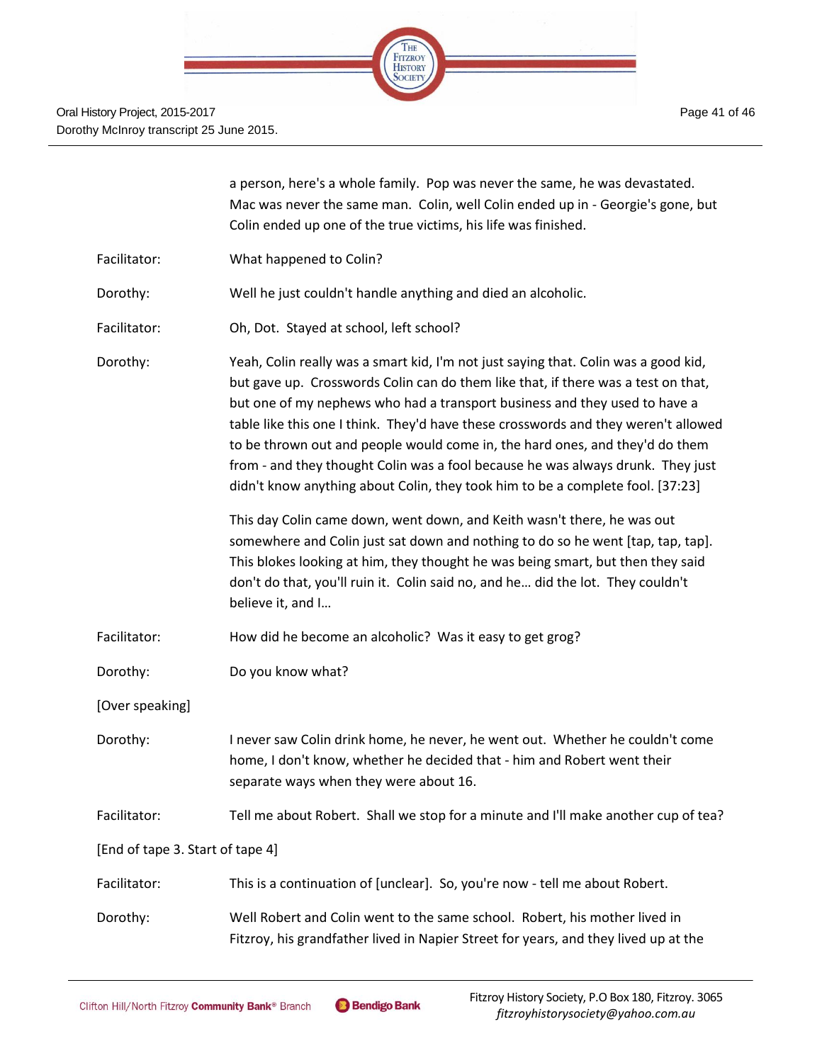a person, here's a whole family. Pop was never the same, he was devastated. Mac was never the same man. Colin, well Colin ended up in - Georgie's gone, but Colin ended up one of the true victims, his life was finished.

Facilitator: What happened to Colin?

Dorothy: Well he just couldn't handle anything and died an alcoholic.

Facilitator: Oh, Dot. Stayed at school, left school?

Dorothy: Yeah, Colin really was a smart kid, I'm not just saying that. Colin was a good kid, but gave up. Crosswords Colin can do them like that, if there was a test on that, but one of my nephews who had a transport business and they used to have a table like this one I think. They'd have these crosswords and they weren't allowed to be thrown out and people would come in, the hard ones, and they'd do them from - and they thought Colin was a fool because he was always drunk. They just didn't know anything about Colin, they took him to be a complete fool. [37:23]

This day Colin came down, went down, and Keith wasn't there, he was out somewhere and Colin just sat down and nothing to do so he went [tap, tap, tap]. This blokes looking at him, they thought he was being smart, but then they said don't do that, you'll ruin it. Colin said no, and he… did the lot. They couldn't believe it, and I…

Facilitator: How did he become an alcoholic? Was it easy to get grog?

Dorothy: Do you know what?

[Over speaking]

Dorothy: I never saw Colin drink home, he never, he went out. Whether he couldn't come home, I don't know, whether he decided that - him and Robert went their separate ways when they were about 16.

Facilitator: Tell me about Robert. Shall we stop for a minute and I'll make another cup of tea?

[End of tape 3. Start of tape 4]

Facilitator: This is a continuation of [unclear]. So, you're now - tell me about Robert.

Dorothy: Well Robert and Colin went to the same school. Robert, his mother lived in Fitzroy, his grandfather lived in Napier Street for years, and they lived up at the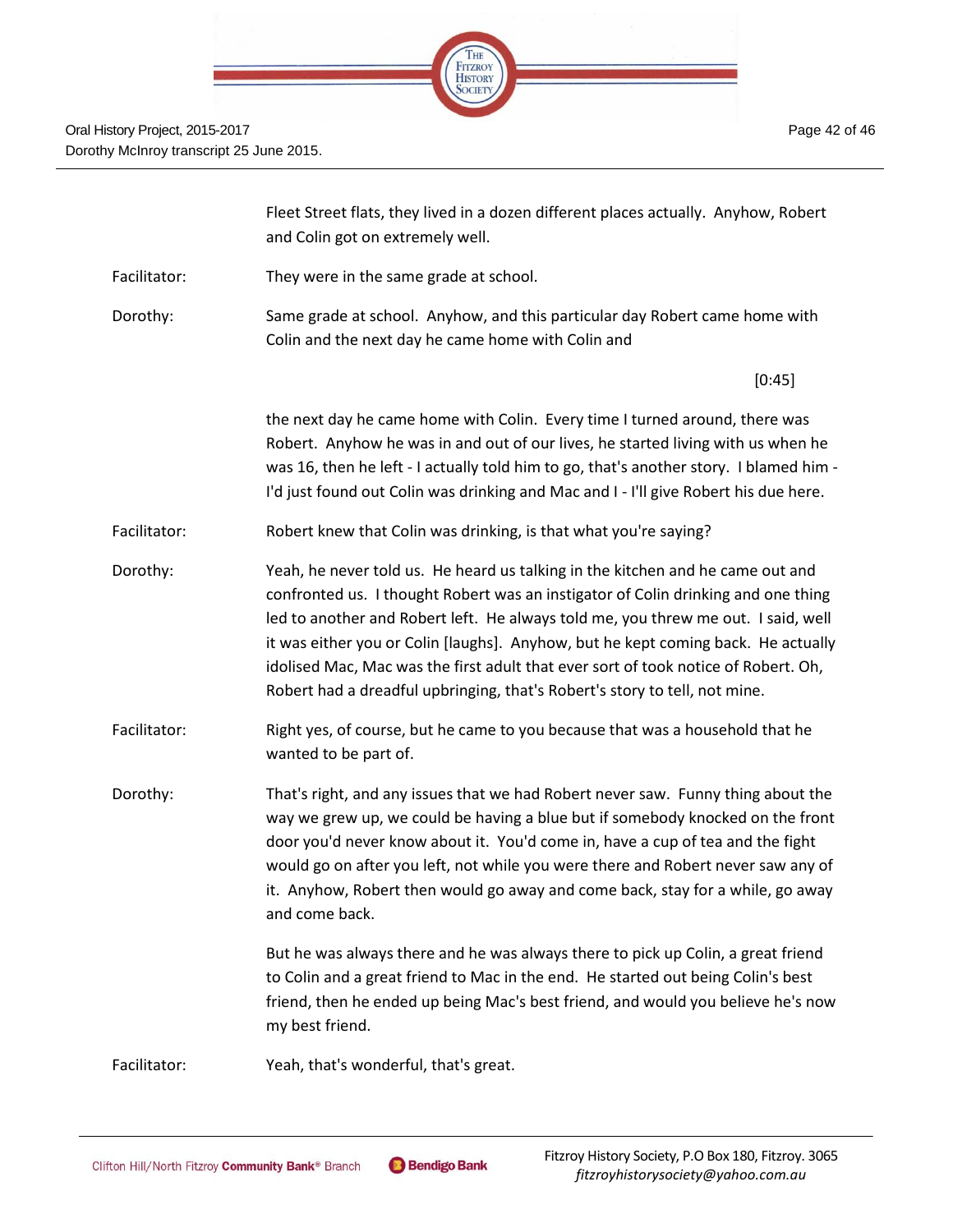Fleet Street flats, they lived in a dozen different places actually. Anyhow, Robert and Colin got on extremely well.

Facilitator: They were in the same grade at school.

Dorothy: Same grade at school. Anyhow, and this particular day Robert came home with Colin and the next day he came home with Colin and

[0:45]

the next day he came home with Colin. Every time I turned around, there was Robert. Anyhow he was in and out of our lives, he started living with us when he was 16, then he left - I actually told him to go, that's another story. I blamed him - I'd just found out Colin was drinking and Mac and I - I'll give Robert his due here.

Facilitator: Robert knew that Colin was drinking, is that what you're saying?

Dorothy: Yeah, he never told us. He heard us talking in the kitchen and he came out and confronted us. I thought Robert was an instigator of Colin drinking and one thing led to another and Robert left. He always told me, you threw me out. I said, well it was either you or Colin [laughs]. Anyhow, but he kept coming back. He actually idolised Mac, Mac was the first adult that ever sort of took notice of Robert. Oh, Robert had a dreadful upbringing, that's Robert's story to tell, not mine.

Facilitator: Right yes, of course, but he came to you because that was a household that he wanted to be part of.

Dorothy: That's right, and any issues that we had Robert never saw. Funny thing about the way we grew up, we could be having a blue but if somebody knocked on the front door you'd never know about it. You'd come in, have a cup of tea and the fight would go on after you left, not while you were there and Robert never saw any of it. Anyhow, Robert then would go away and come back, stay for a while, go away and come back.

But he was always there and he was always there to pick up Colin, a great friend to Colin and a great friend to Mac in the end. He started out being Colin's best friend, then he ended up being Mac's best friend, and would you believe he's now my best friend.

Facilitator: Yeah, that's wonderful, that's great.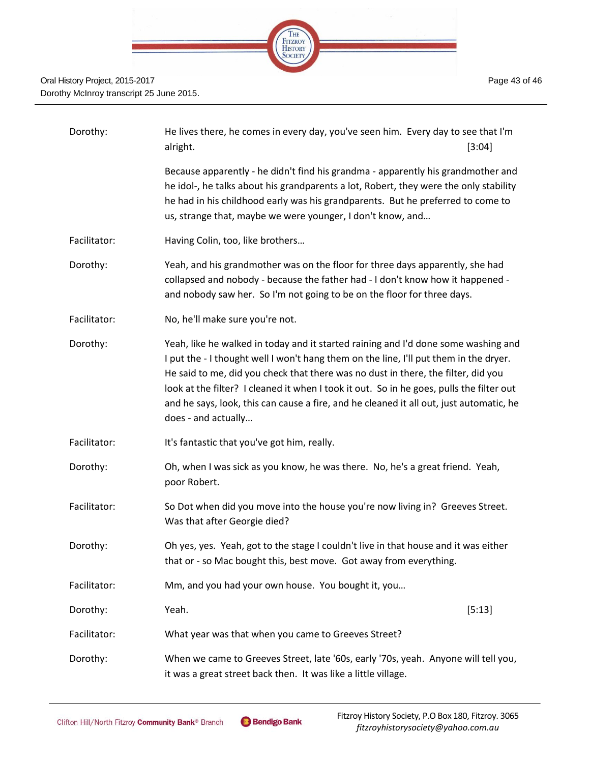Dorothy: He lives there, he comes in every day, you've seen him. Every day to see that I'm alright. [3:04]

Because apparently - he didn't find his grandma - apparently his grandmother and he idol-, he talks about his grandparents a lot, Robert, they were the only stability he had in his childhood early was his grandparents. But he preferred to come to us, strange that, maybe we were younger, I don't know, and…

Facilitator: Having Colin, too, like brothers…

Dorothy: Yeah, and his grandmother was on the floor for three days apparently, she had collapsed and nobody - because the father had - I don't know how it happened - and nobody saw her. So I'm not going to be on the floor for three days.

Facilitator: No, he'll make sure you're not.

Dorothy: Yeah, like he walked in today and it started raining and I'd done some washing and I put the - I thought well I won't hang them on the line, I'll put them in the dryer. He said to me, did you check that there was no dust in there, the filter, did you look at the filter? I cleaned it when I took it out. So in he goes, pulls the filter out and he says, look, this can cause a fire, and he cleaned it all out, just automatic, he does - and actually…

Facilitator: It's fantastic that you've got him, really.

Dorothy: Oh, when I was sick as you know, he was there. No, he's a great friend. Yeah, poor Robert.

Facilitator: So Dot when did you move into the house you're now living in? Greeves Street. Was that after Georgie died?

Dorothy: Oh yes, yes. Yeah, got to the stage I couldn't live in that house and it was either that or - so Mac bought this, best move. Got away from everything.

Facilitator: Mm, and you had your own house. You bought it, you…

Dorothy: Yeah. [5:13]

Facilitator: What year was that when you came to Greeves Street?

Dorothy: When we came to Greeves Street, late '60s, early '70s, yeah. Anyone will tell you, it was a great street back then. It was like a little village.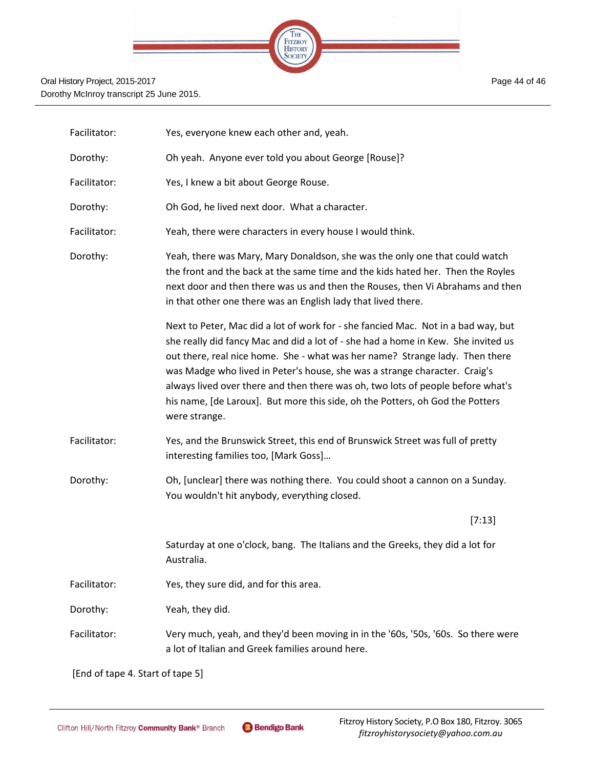Facilitator: Yes, everyone knew each other and, yeah.

Dorothy: Oh yeah. Anyone ever told you about George [Rouse]?

Facilitator: Yes, I knew a bit about George Rouse.

Dorothy: Oh God, he lived next door. What a character.

Facilitator: Yeah, there were characters in every house I would think.

Dorothy: Yeah, there was Mary, Mary Donaldson, she was the only one that could watch the front and the back at the same time and the kids hated her. Then the Royles next door and then there was us and then the Rouses, then Vi Abrahams and then in that other one there was an English lady that lived there.

Next to Peter, Mac did a lot of work for - she fancied Mac. Not in a bad way, but she really did fancy Mac and did a lot of - she had a home in Kew. She invited us out there, real nice home. She - what was her name? Strange lady. Then there was Madge who lived in Peter's house, she was a strange character. Craig's always lived over there and then there was oh, two lots of people before what's his name, [de Laroux]. But more this side, oh the Potters, oh God the Potters were strange.

Facilitator: Yes, and the Brunswick Street, this end of Brunswick Street was full of pretty interesting families too, [Mark Goss]…

Dorothy: Oh, [unclear] there was nothing there. You could shoot a cannon on a Sunday. You wouldn't hit anybody, everything closed.

[7:13]

Saturday at one o'clock, bang. The Italians and the Greeks, they did a lot for Australia.

Facilitator: Yes, they sure did, and for this area.

Dorothy: Yeah, they did.

Facilitator: Very much, yeah, and they'd been moving in in the '60s, '50s, '60s. So there were a lot of Italian and Greek families around here.

[End of tape 4. Start of tape 5]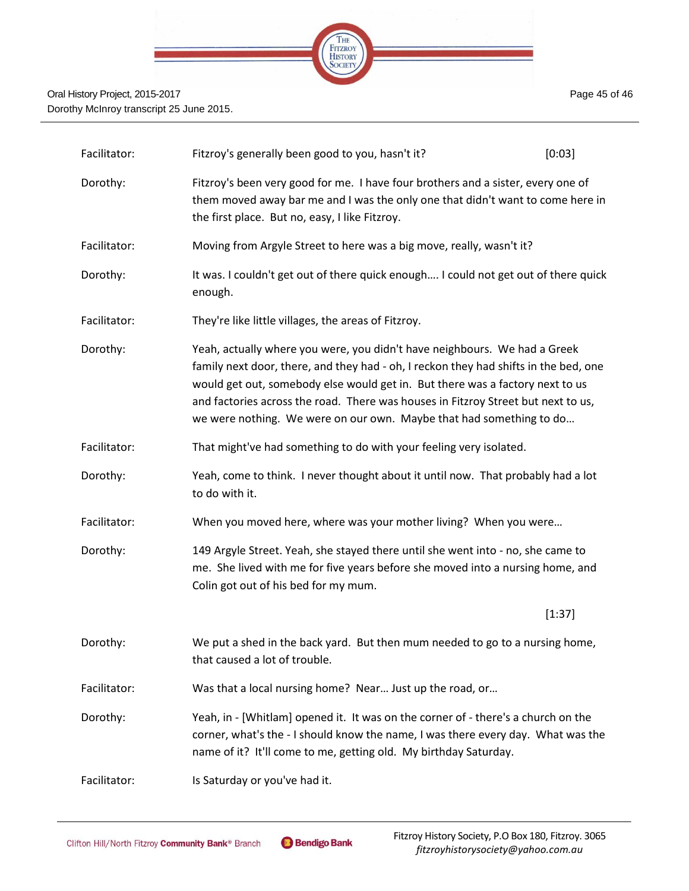| | | |
|---|---|---|
| Facilitator: | Fitzroy's generally been good to you, hasn't it? | [0:03] |
| Dorothy: | Fitzroy's been very good for me. I have four brothers and a sister, every one of them moved away bar me and I was the only one that didn't want to come here in the first place. But no, easy, I like Fitzroy. | |
| Facilitator: | Moving from Argyle Street to here was a big move, really, wasn't it? | |
| Dorothy: | It was. I couldn't get out of there quick enough…. I could not get out of there quick enough. | |
| Facilitator: | They're like little villages, the areas of Fitzroy. | |
| Dorothy: | Yeah, actually where you were, you didn't have neighbours. We had a Greek family next door, there, and they had - oh, I reckon they had shifts in the bed, one would get out, somebody else would get in. But there was a factory next to us and factories across the road. There was houses in Fitzroy Street but next to us, we were nothing. We were on our own. Maybe that had something to do… | |
| Facilitator: | That might've had something to do with your feeling very isolated. | |
| Dorothy: | Yeah, come to think. I never thought about it until now. That probably had a lot to do with it. | |
| Facilitator: | When you moved here, where was your mother living? When you were… | |
| Dorothy: | 149 Argyle Street. Yeah, she stayed there until she went into - no, she came to me. She lived with me for five years before she moved into a nursing home, and Colin got out of his bed for my mum. | |
| | | [1:37] |
| Dorothy: | We put a shed in the back yard. But then mum needed to go to a nursing home, that caused a lot of trouble. | |
| Facilitator: | Was that a local nursing home? Near… Just up the road, or… | |
| Dorothy: | Yeah, in - [Whitlam] opened it. It was on the corner of - there's a church on the corner, what's the - I should know the name, I was there every day. What was the name of it? It'll come to me, getting old. My birthday Saturday. | |
| Facilitator: | Is Saturday or you've had it. | |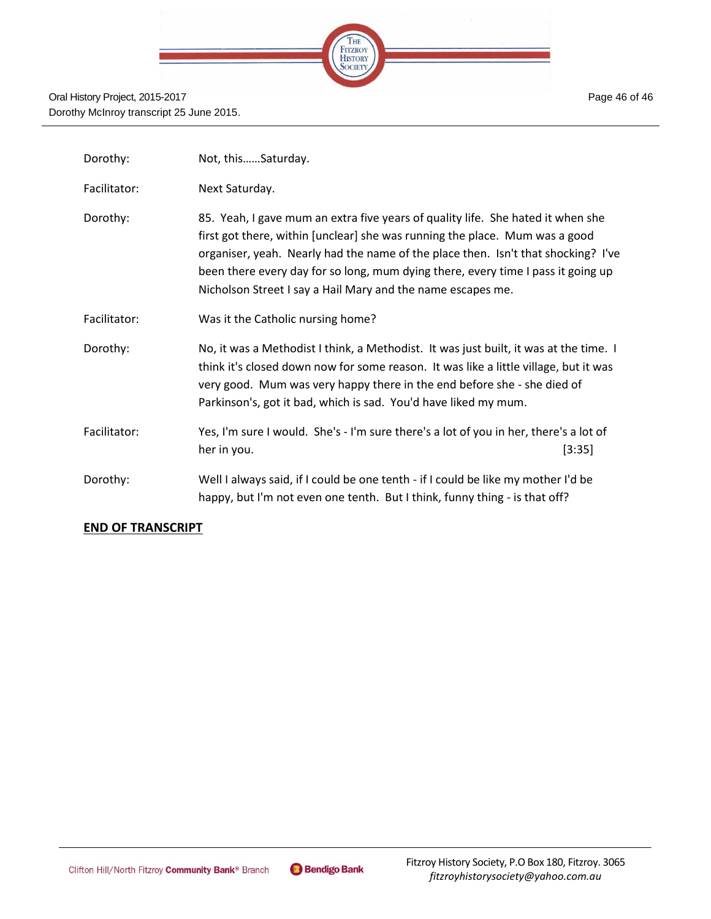Dorothy: Not, this……Saturday.

Facilitator: Next Saturday.

Dorothy: 85. Yeah, I gave mum an extra five years of quality life. She hated it when she first got there, within [unclear] she was running the place. Mum was a good organiser, yeah. Nearly had the name of the place then. Isn't that shocking? I've been there every day for so long, mum dying there, every time I pass it going up Nicholson Street I say a Hail Mary and the name escapes me.

Facilitator: Was it the Catholic nursing home?

Dorothy: No, it was a Methodist I think, a Methodist. It was just built, it was at the time. I think it's closed down now for some reason. It was like a little village, but it was very good. Mum was very happy there in the end before she - she died of Parkinson's, got it bad, which is sad. You'd have liked my mum.

Facilitator: Yes, I'm sure I would. She's - I'm sure there's a lot of you in her, there's a lot of her in you. [3:35]

Dorothy: Well I always said, if I could be one tenth - if I could be like my mother I'd be happy, but I'm not even one tenth. But I think, funny thing - is that off?

**END OF TRANSCRIPT**